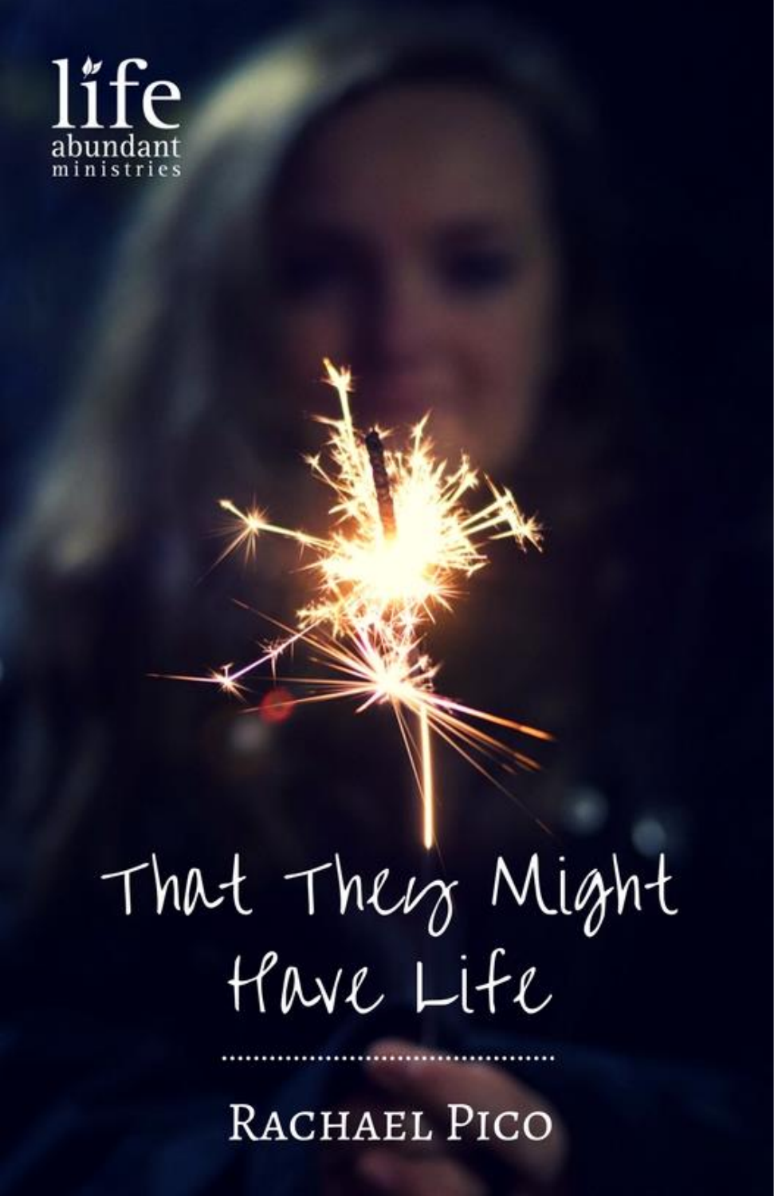life
abundant
ministries

# That They Might Have Life

Rachael Pico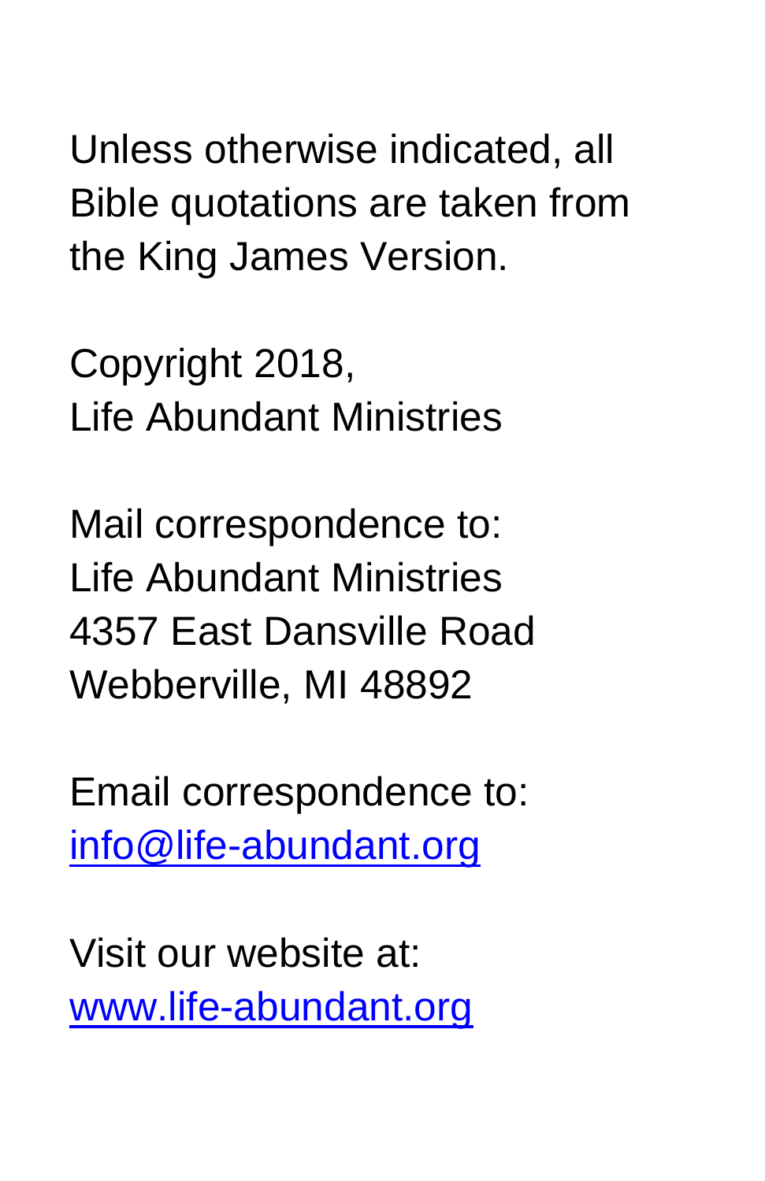Unless otherwise indicated, all Bible quotations are taken from the King James Version.

Copyright 2018,
Life Abundant Ministries

Mail correspondence to:
Life Abundant Ministries
4357 East Dansville Road
Webberville, MI 48892

Email correspondence to:
info@life-abundant.org

Visit our website at:
www.life-abundant.org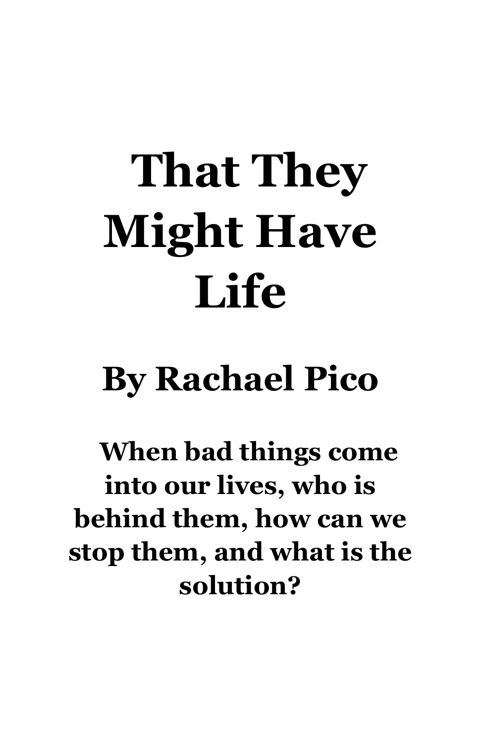# That They Might Have Life

## By Rachael Pico

**When bad things come into our lives, who is behind them, how can we stop them, and what is the solution?**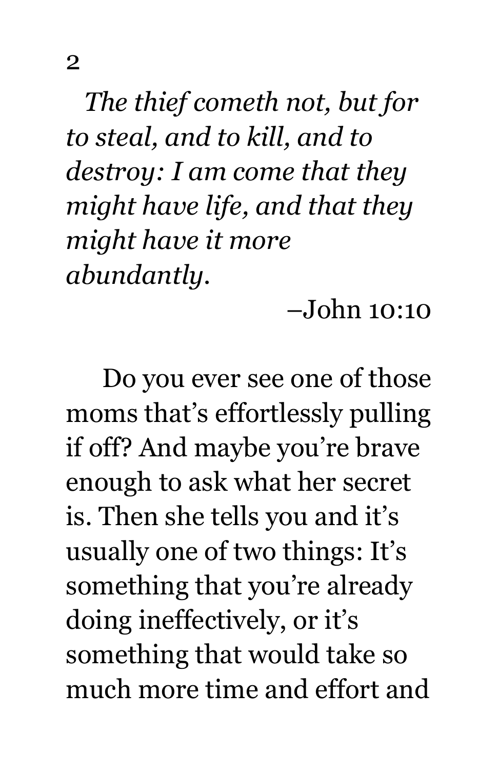# 2

*The thief cometh not, but for to steal, and to kill, and to destroy: I am come that they might have life, and that they might have it more abundantly.*

–John 10:10

Do you ever see one of those moms that's effortlessly pulling if off? And maybe you're brave enough to ask what her secret is. Then she tells you and it's usually one of two things: It's something that you're already doing ineffectively, or it's something that would take so much more time and effort and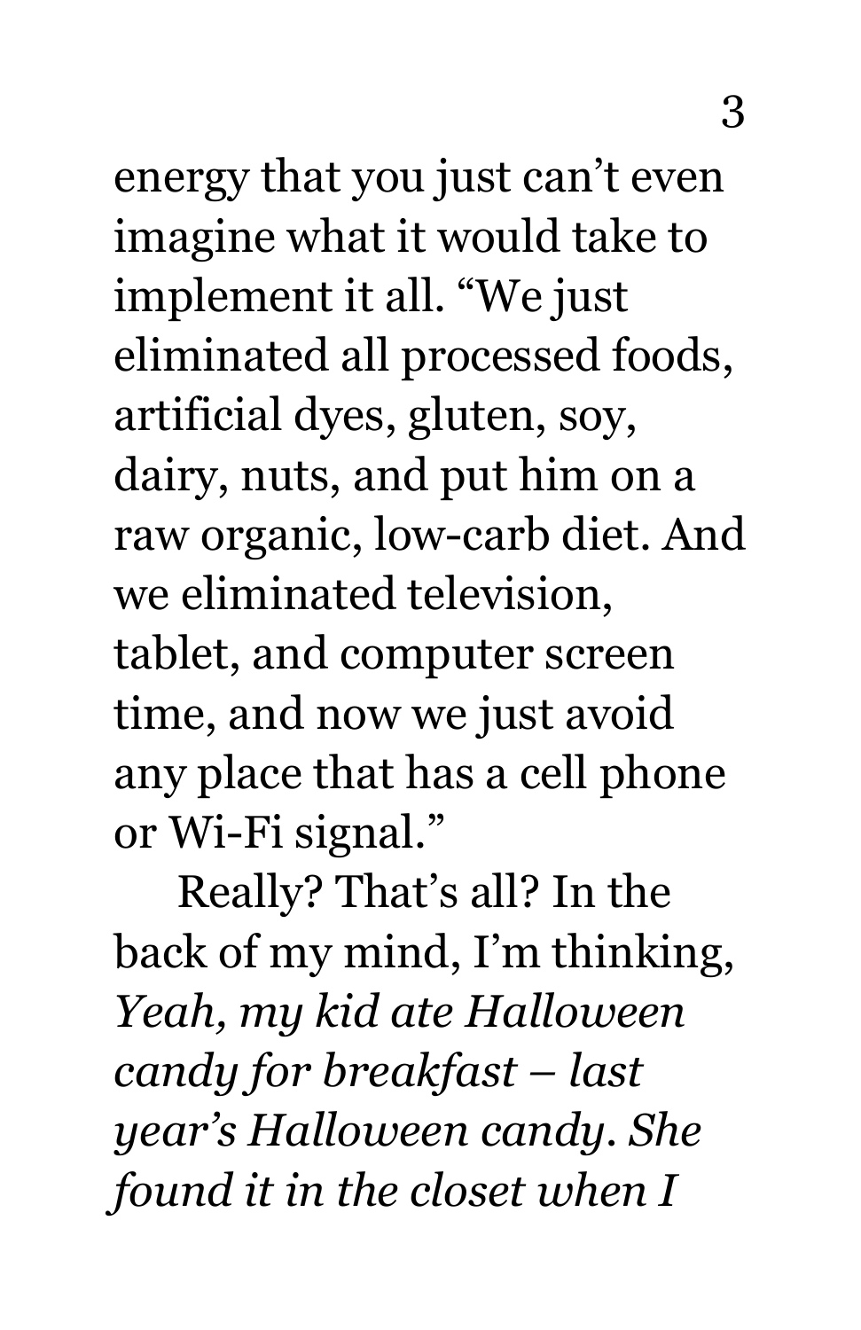energy that you just can't even imagine what it would take to implement it all. "We just eliminated all processed foods, artificial dyes, gluten, soy, dairy, nuts, and put him on a raw organic, low-carb diet. And we eliminated television, tablet, and computer screen time, and now we just avoid any place that has a cell phone or Wi-Fi signal."

Really? That's all? In the back of my mind, I'm thinking, *Yeah, my kid ate Halloween candy for breakfast – last year's Halloween candy. She found it in the closet when I*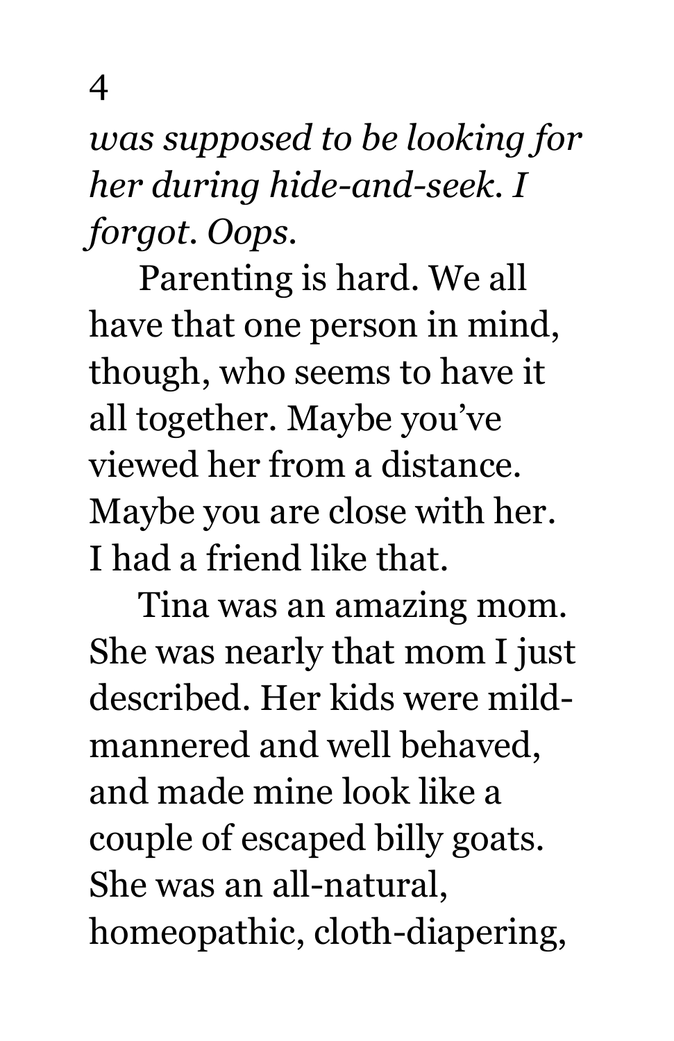*was supposed to be looking for her during hide-and-seek. I forgot. Oops.*

Parenting is hard. We all have that one person in mind, though, who seems to have it all together. Maybe you've viewed her from a distance. Maybe you are close with her. I had a friend like that.

Tina was an amazing mom. She was nearly that mom I just described. Her kids were mild-mannered and well behaved, and made mine look like a couple of escaped billy goats. She was an all-natural, homeopathic, cloth-diapering,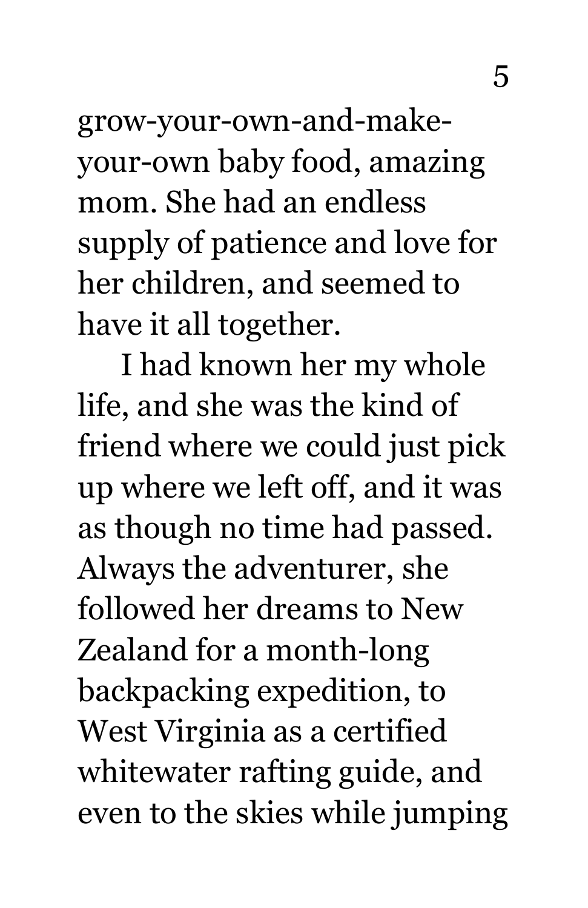grow-your-own-and-make-your-own baby food, amazing mom. She had an endless supply of patience and love for her children, and seemed to have it all together.

I had known her my whole life, and she was the kind of friend where we could just pick up where we left off, and it was as though no time had passed. Always the adventurer, she followed her dreams to New Zealand for a month-long backpacking expedition, to West Virginia as a certified whitewater rafting guide, and even to the skies while jumping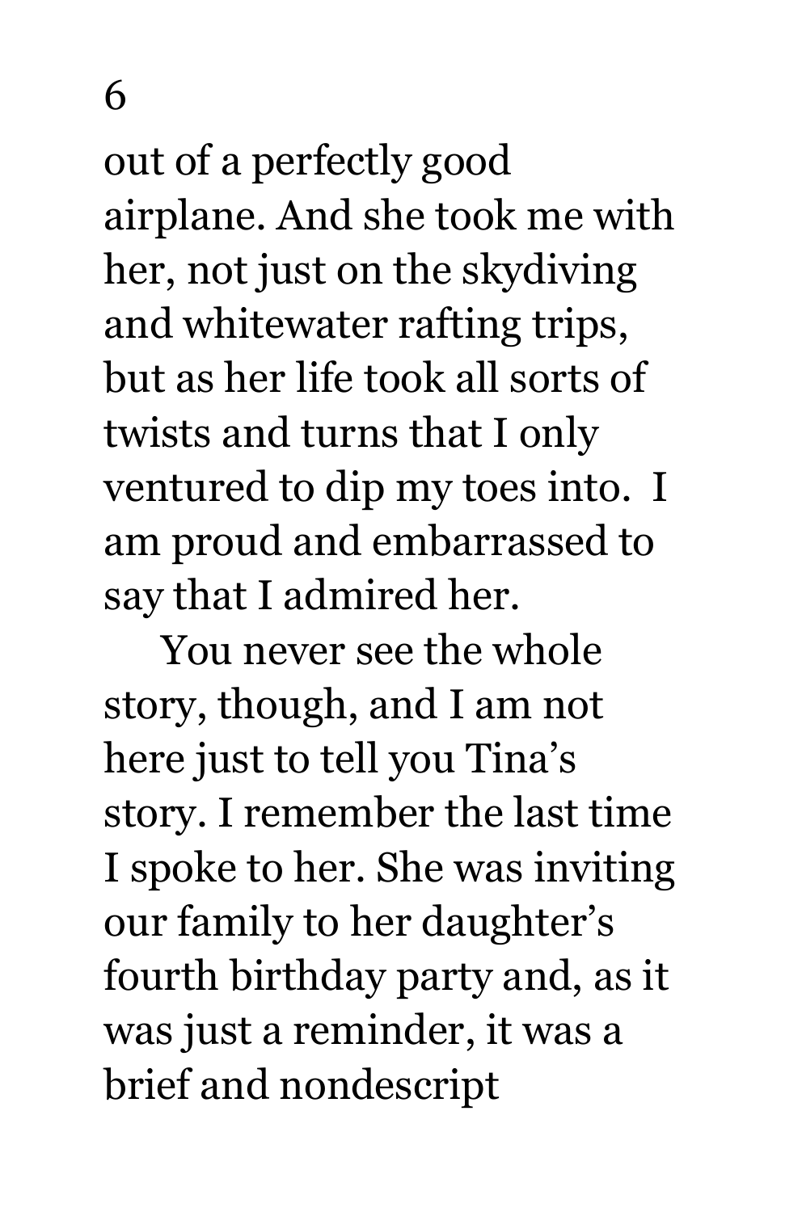out of a perfectly good airplane. And she took me with her, not just on the skydiving and whitewater rafting trips, but as her life took all sorts of twists and turns that I only ventured to dip my toes into. I am proud and embarrassed to say that I admired her.

You never see the whole story, though, and I am not here just to tell you Tina's story. I remember the last time I spoke to her. She was inviting our family to her daughter's fourth birthday party and, as it was just a reminder, it was a brief and nondescript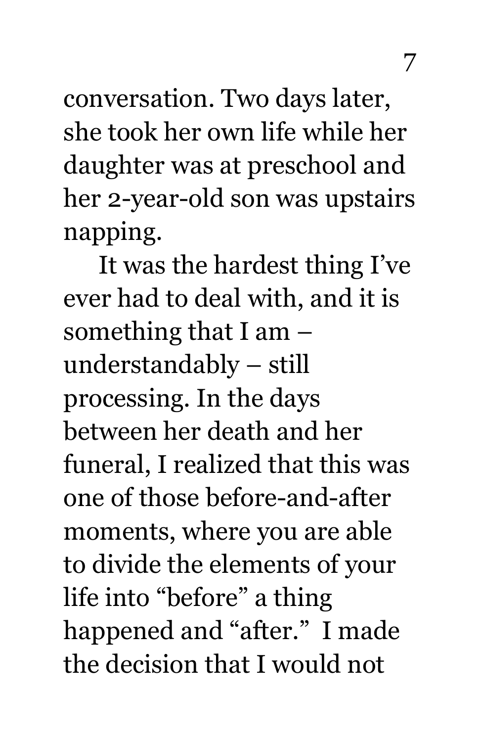conversation. Two days later, she took her own life while her daughter was at preschool and her 2-year-old son was upstairs napping.

It was the hardest thing I've ever had to deal with, and it is something that I am – understandably – still processing. In the days between her death and her funeral, I realized that this was one of those before-and-after moments, where you are able to divide the elements of your life into "before" a thing happened and "after." I made the decision that I would not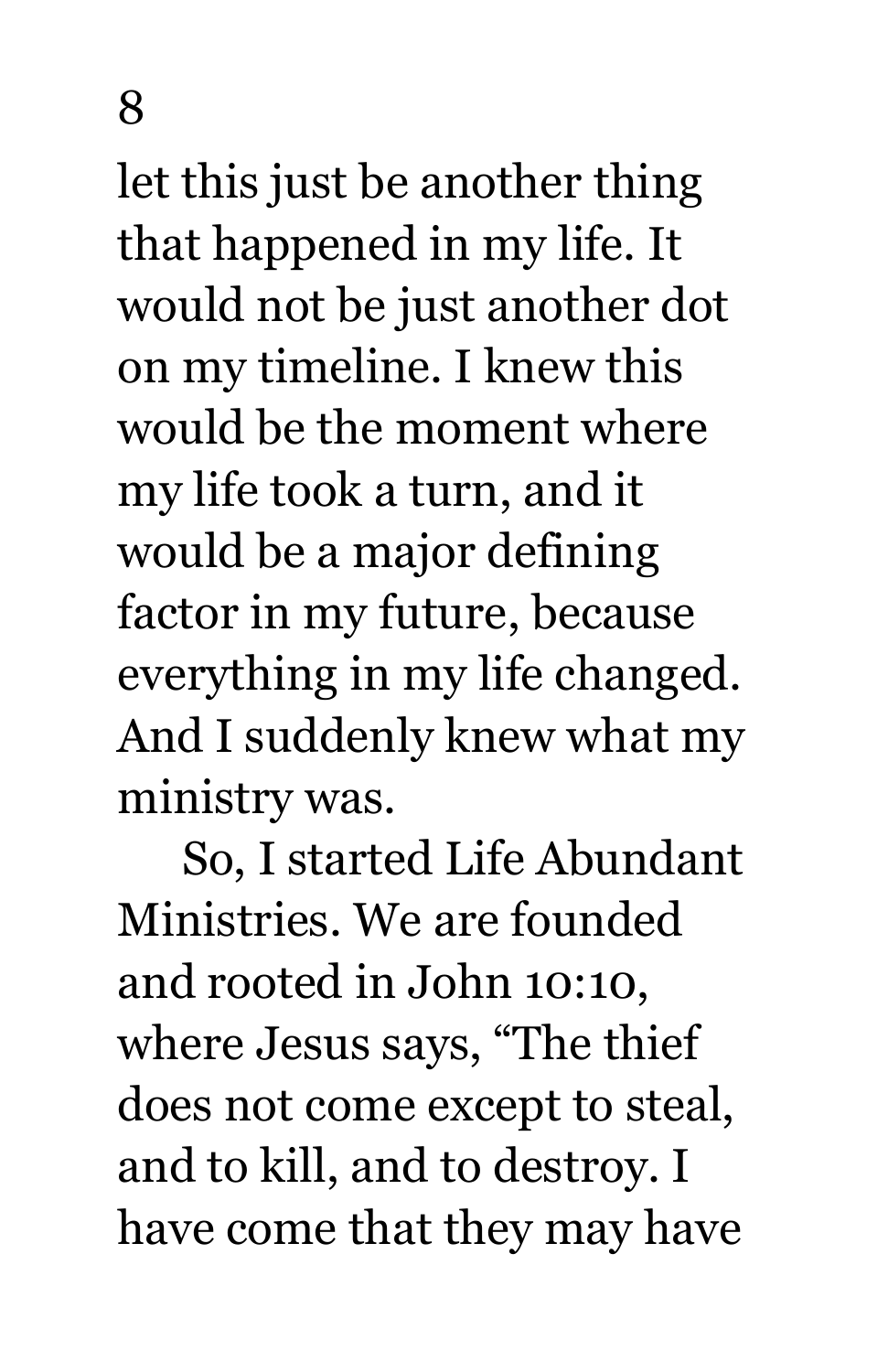let this just be another thing that happened in my life. It would not be just another dot on my timeline. I knew this would be the moment where my life took a turn, and it would be a major defining factor in my future, because everything in my life changed. And I suddenly knew what my ministry was.

So, I started Life Abundant Ministries. We are founded and rooted in John 10:10, where Jesus says, "The thief does not come except to steal, and to kill, and to destroy. I have come that they may have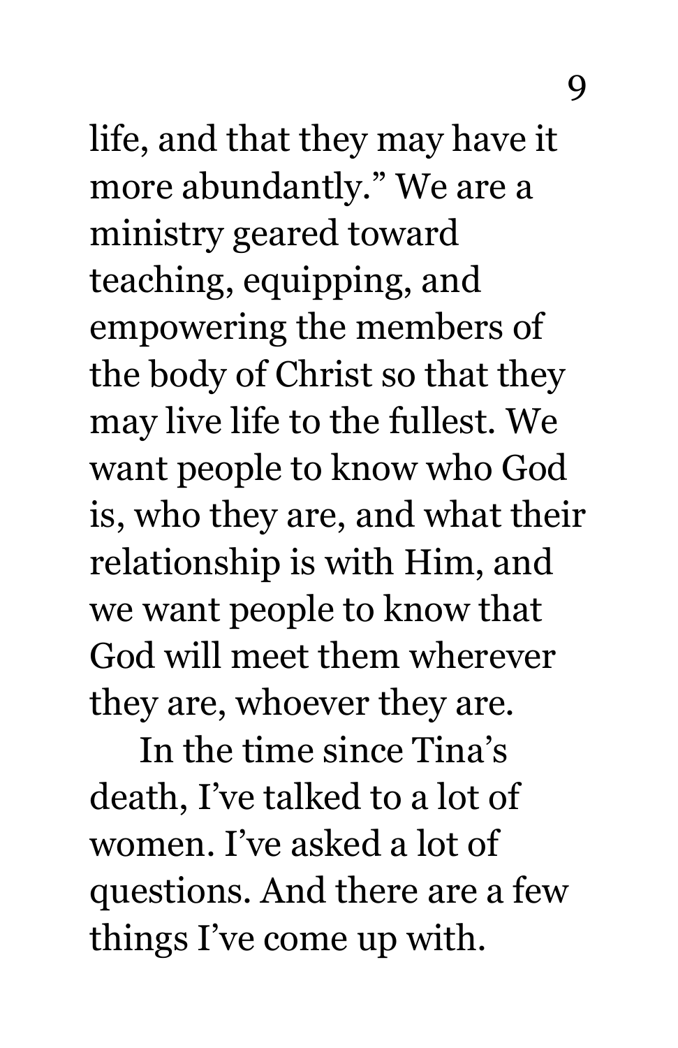life, and that they may have it more abundantly." We are a ministry geared toward teaching, equipping, and empowering the members of the body of Christ so that they may live life to the fullest. We want people to know who God is, who they are, and what their relationship is with Him, and we want people to know that God will meet them wherever they are, whoever they are.

In the time since Tina's death, I've talked to a lot of women. I've asked a lot of questions. And there are a few things I've come up with.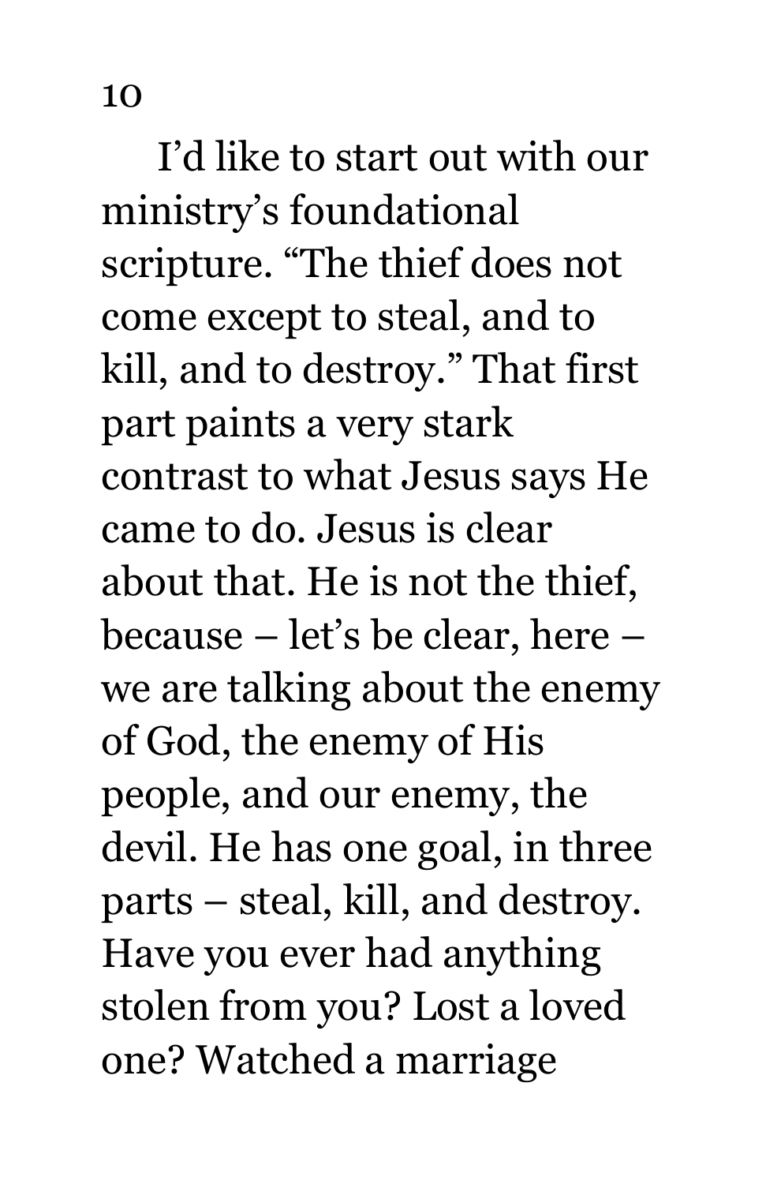I'd like to start out with our ministry's foundational scripture. "The thief does not come except to steal, and to kill, and to destroy." That first part paints a very stark contrast to what Jesus says He came to do. Jesus is clear about that. He is not the thief, because – let's be clear, here – we are talking about the enemy of God, the enemy of His people, and our enemy, the devil. He has one goal, in three parts – steal, kill, and destroy. Have you ever had anything stolen from you? Lost a loved one? Watched a marriage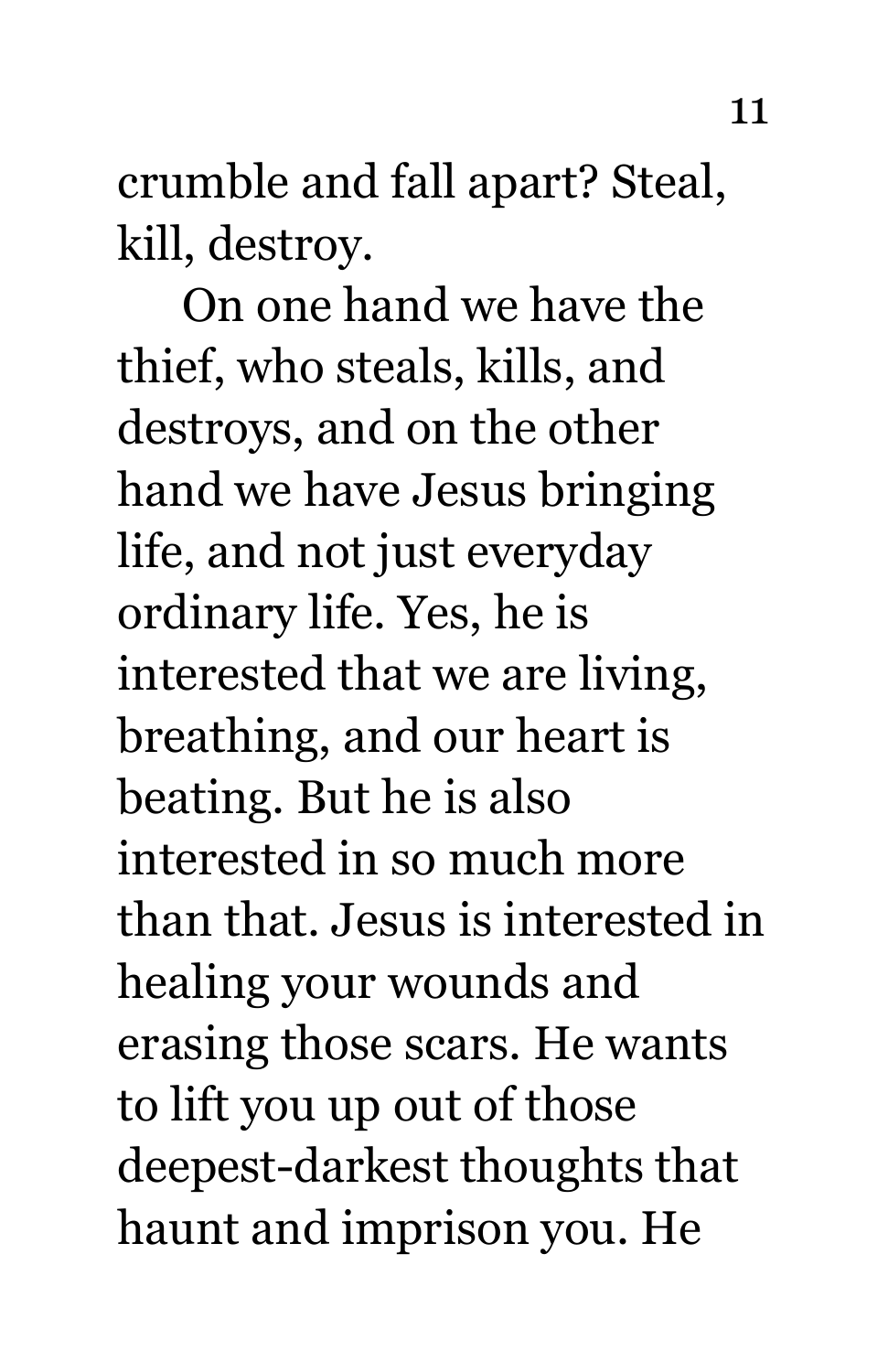crumble and fall apart? Steal, kill, destroy.

On one hand we have the thief, who steals, kills, and destroys, and on the other hand we have Jesus bringing life, and not just everyday ordinary life. Yes, he is interested that we are living, breathing, and our heart is beating. But he is also interested in so much more than that. Jesus is interested in healing your wounds and erasing those scars. He wants to lift you up out of those deepest-darkest thoughts that haunt and imprison you. He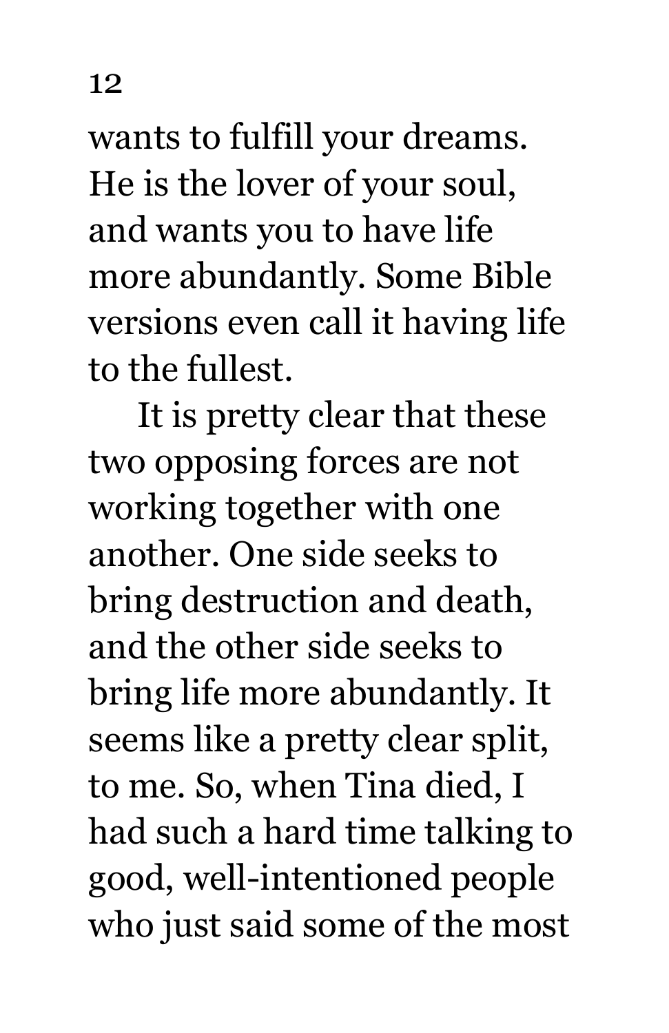wants to fulfill your dreams. He is the lover of your soul, and wants you to have life more abundantly. Some Bible versions even call it having life to the fullest.

It is pretty clear that these two opposing forces are not working together with one another. One side seeks to bring destruction and death, and the other side seeks to bring life more abundantly. It seems like a pretty clear split, to me. So, when Tina died, I had such a hard time talking to good, well-intentioned people who just said some of the most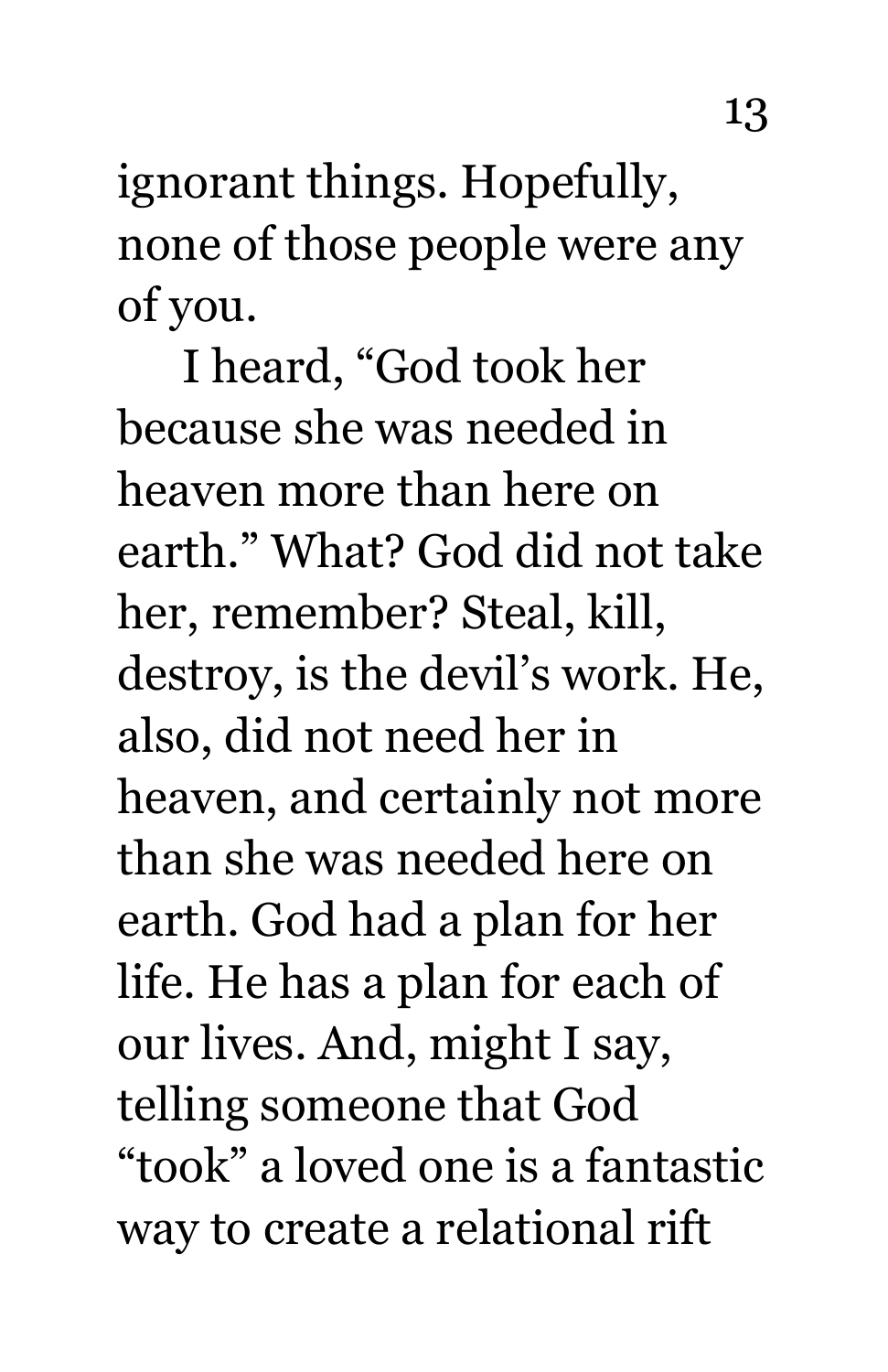ignorant things. Hopefully, none of those people were any of you.

I heard, “God took her because she was needed in heaven more than here on earth.” What? God did not take her, remember? Steal, kill, destroy, is the devil’s work. He, also, did not need her in heaven, and certainly not more than she was needed here on earth. God had a plan for her life. He has a plan for each of our lives. And, might I say, telling someone that God “took” a loved one is a fantastic way to create a relational rift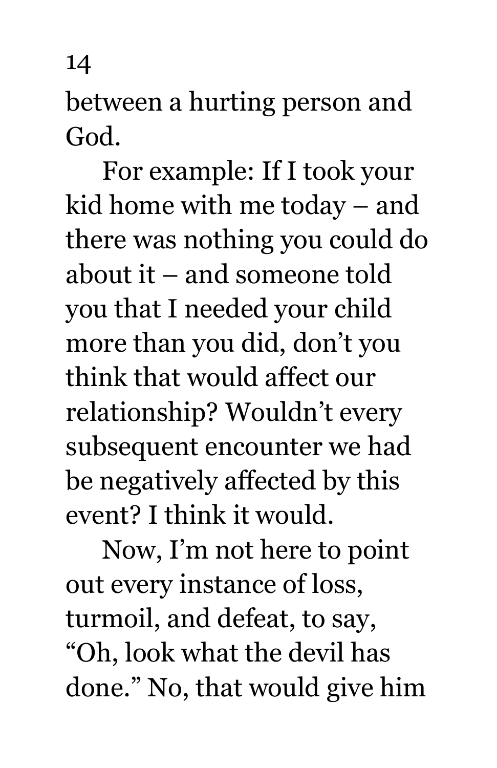between a hurting person and God.

For example: If I took your kid home with me today – and there was nothing you could do about it – and someone told you that I needed your child more than you did, don't you think that would affect our relationship? Wouldn't every subsequent encounter we had be negatively affected by this event? I think it would.

Now, I'm not here to point out every instance of loss, turmoil, and defeat, to say, "Oh, look what the devil has done." No, that would give him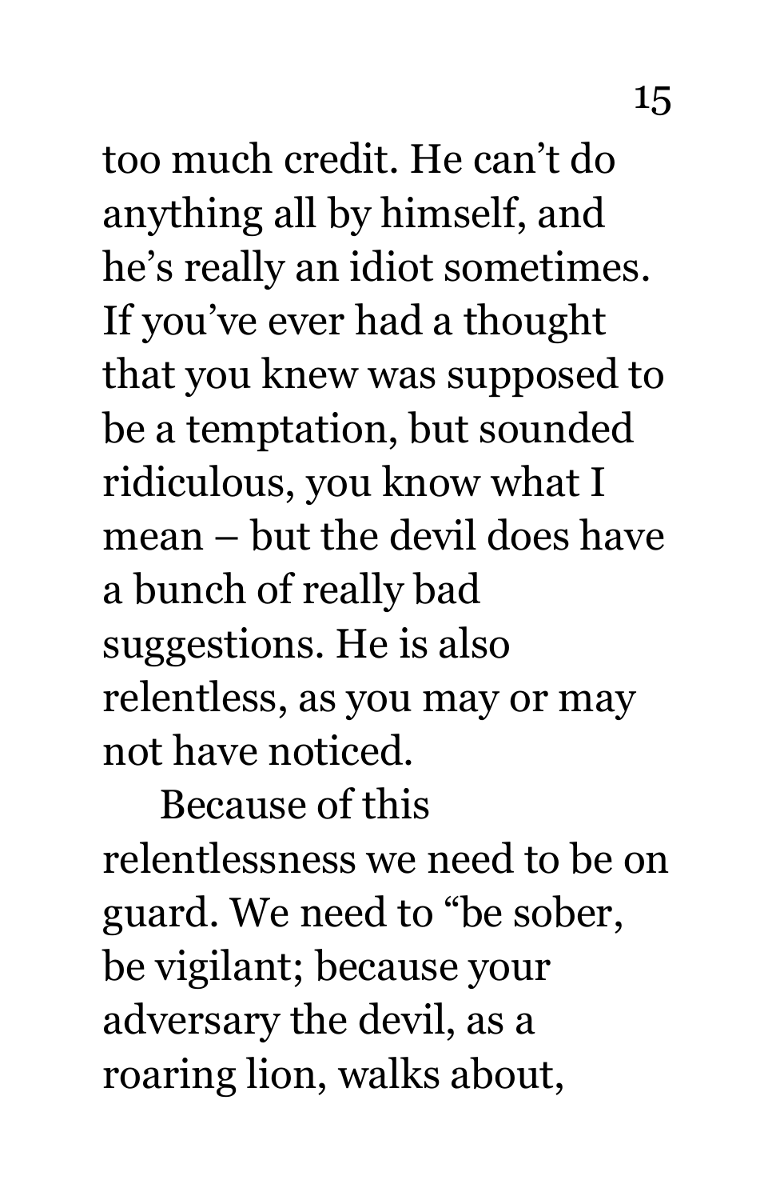too much credit. He can't do anything all by himself, and he's really an idiot sometimes. If you've ever had a thought that you knew was supposed to be a temptation, but sounded ridiculous, you know what I mean – but the devil does have a bunch of really bad suggestions. He is also relentless, as you may or may not have noticed.

Because of this relentlessness we need to be on guard. We need to "be sober, be vigilant; because your adversary the devil, as a roaring lion, walks about,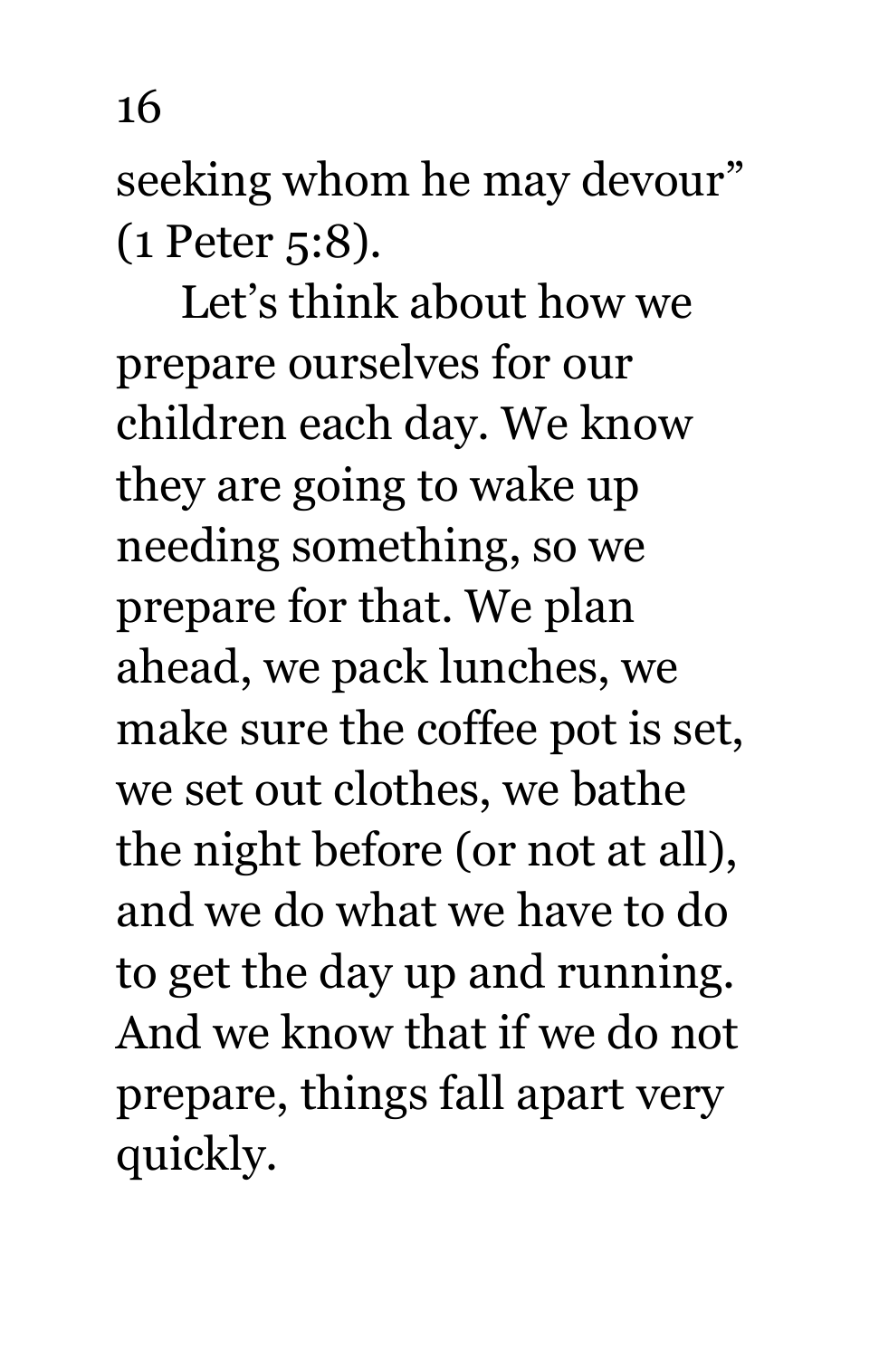seeking whom he may devour" (1 Peter 5:8).

Let's think about how we prepare ourselves for our children each day. We know they are going to wake up needing something, so we prepare for that. We plan ahead, we pack lunches, we make sure the coffee pot is set, we set out clothes, we bathe the night before (or not at all), and we do what we have to do to get the day up and running. And we know that if we do not prepare, things fall apart very quickly.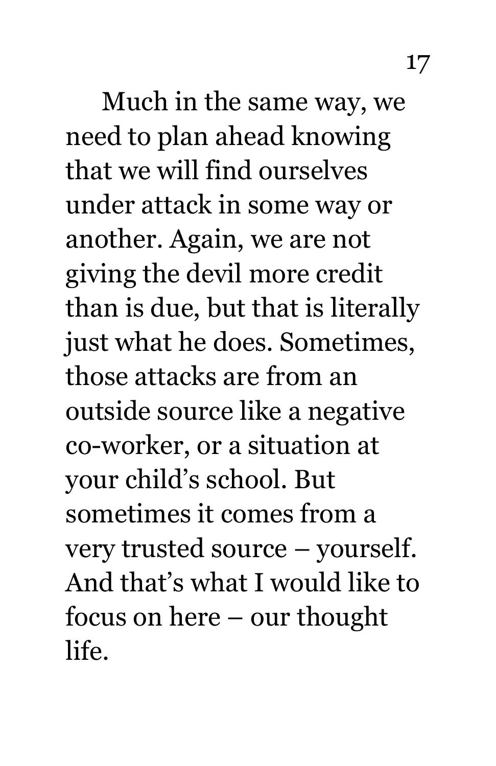Much in the same way, we need to plan ahead knowing that we will find ourselves under attack in some way or another. Again, we are not giving the devil more credit than is due, but that is literally just what he does. Sometimes, those attacks are from an outside source like a negative co-worker, or a situation at your child’s school. But sometimes it comes from a very trusted source – yourself. And that’s what I would like to focus on here – our thought life.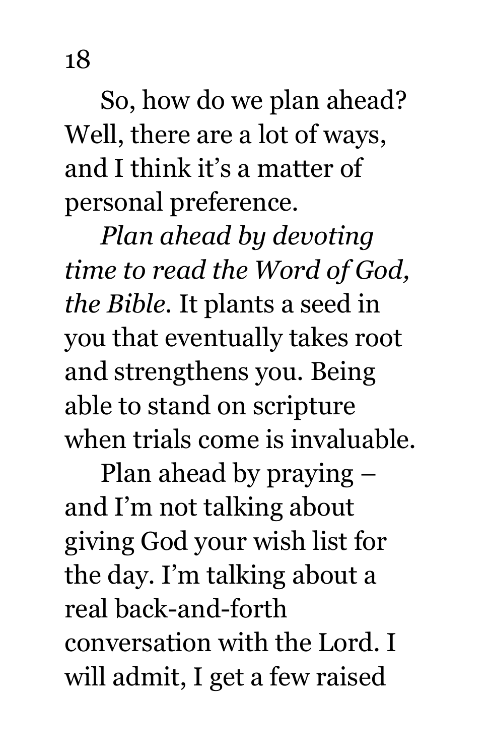So, how do we plan ahead? Well, there are a lot of ways, and I think it's a matter of personal preference.

*Plan ahead by devoting time to read the Word of God, the Bible.* It plants a seed in you that eventually takes root and strengthens you. Being able to stand on scripture when trials come is invaluable.

Plan ahead by praying – and I'm not talking about giving God your wish list for the day. I'm talking about a real back-and-forth conversation with the Lord. I will admit, I get a few raised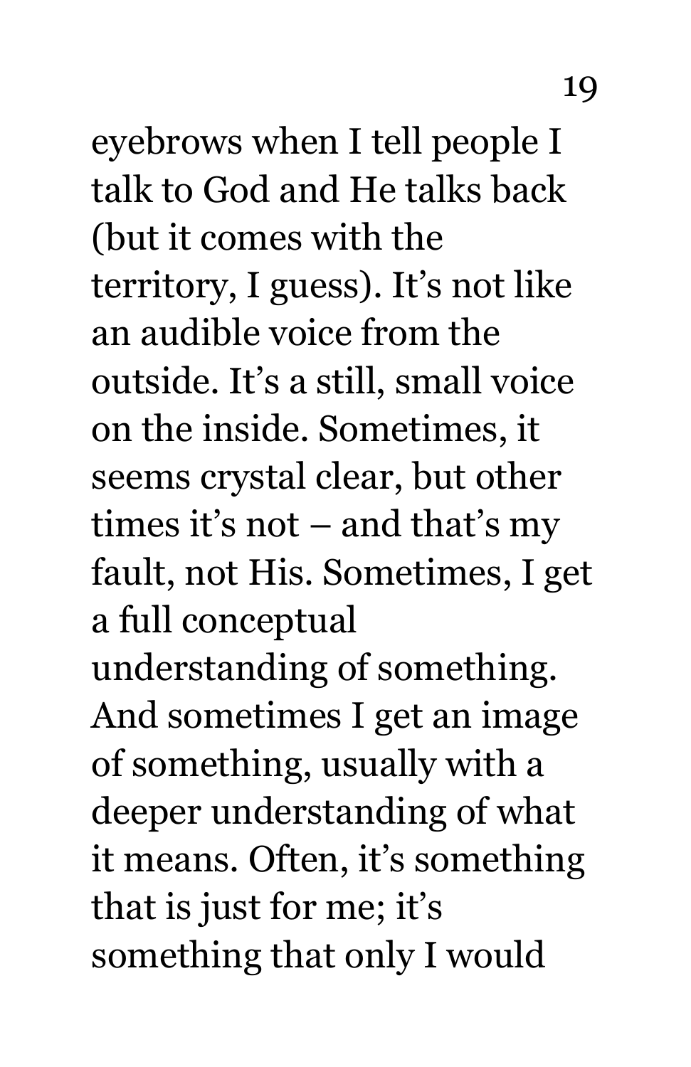eyebrows when I tell people I talk to God and He talks back (but it comes with the territory, I guess). It's not like an audible voice from the outside. It's a still, small voice on the inside. Sometimes, it seems crystal clear, but other times it's not – and that's my fault, not His. Sometimes, I get a full conceptual understanding of something. And sometimes I get an image of something, usually with a deeper understanding of what it means. Often, it's something that is just for me; it's something that only I would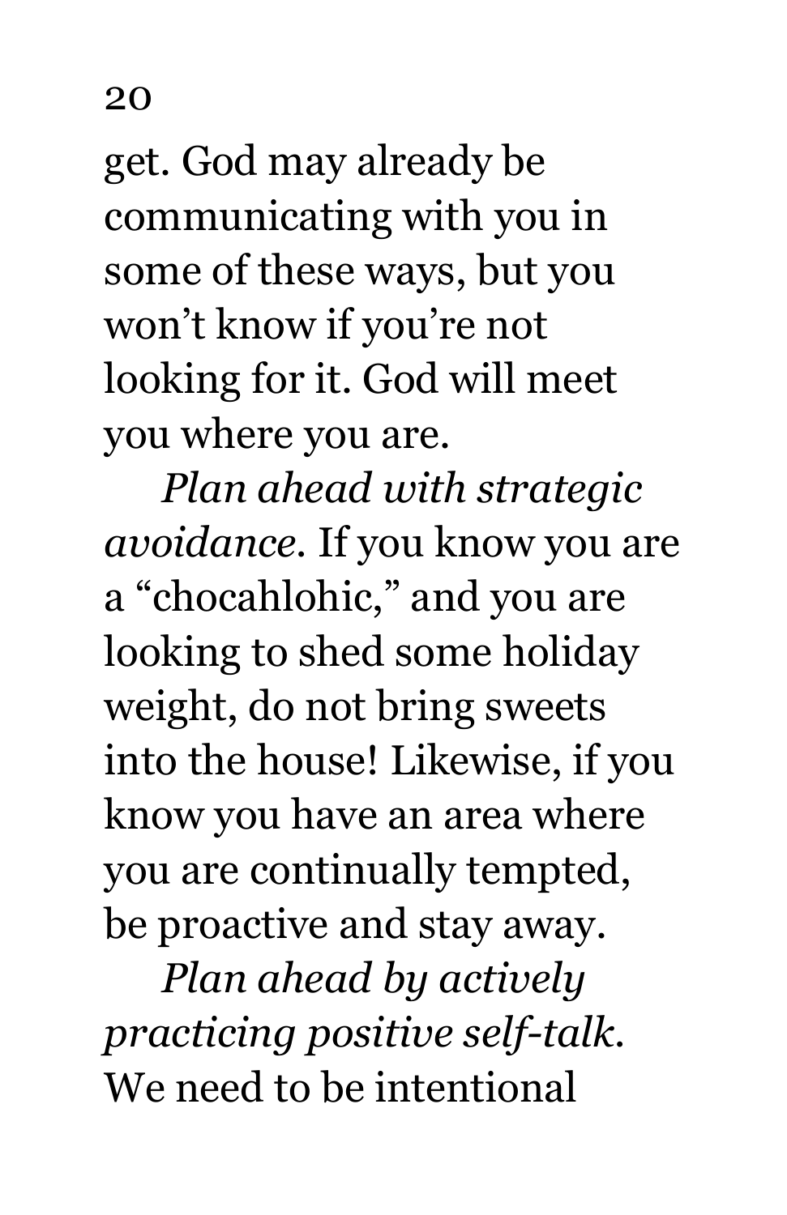get. God may already be communicating with you in some of these ways, but you won't know if you're not looking for it. God will meet you where you are.

*Plan ahead with strategic avoidance.* If you know you are a "chocahlohic," and you are looking to shed some holiday weight, do not bring sweets into the house! Likewise, if you know you have an area where you are continually tempted, be proactive and stay away.

*Plan ahead by actively practicing positive self-talk.* We need to be intentional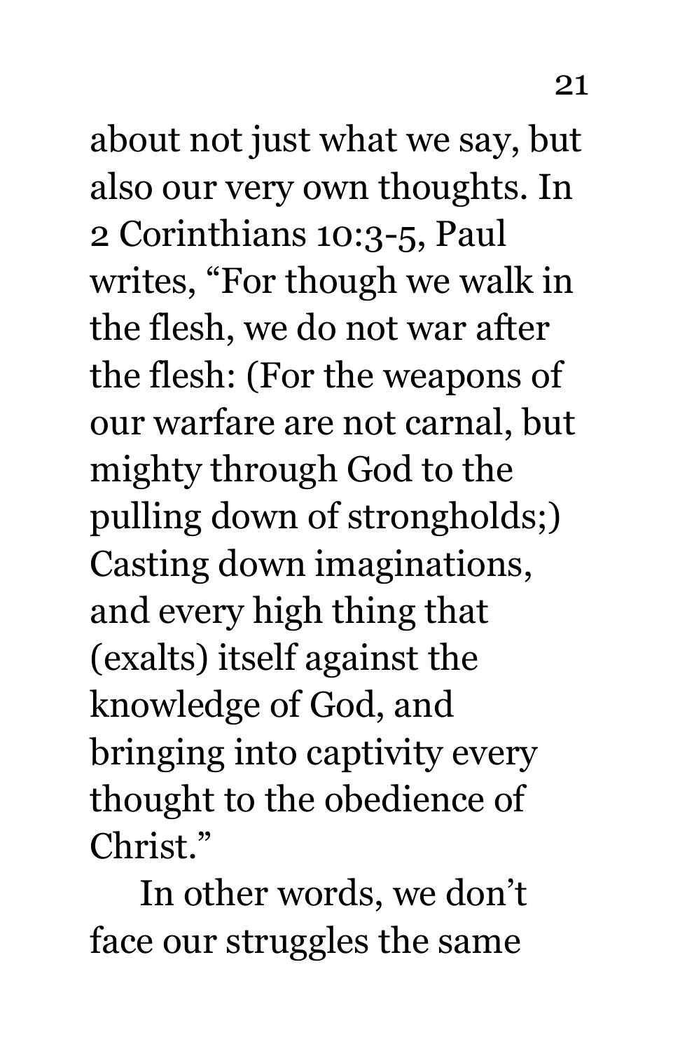about not just what we say, but also our very own thoughts. In 2 Corinthians 10:3-5, Paul writes, “For though we walk in the flesh, we do not war after the flesh: (For the weapons of our warfare are not carnal, but mighty through God to the pulling down of strongholds;) Casting down imaginations, and every high thing that (exalts) itself against the knowledge of God, and bringing into captivity every thought to the obedience of Christ.”

In other words, we don’t face our struggles the same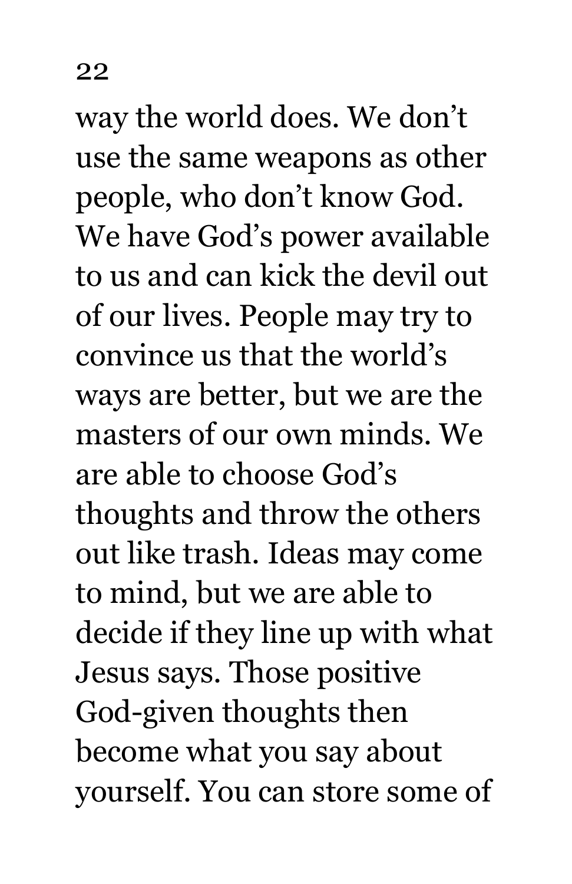way the world does. We don't use the same weapons as other people, who don't know God. We have God's power available to us and can kick the devil out of our lives. People may try to convince us that the world's ways are better, but we are the masters of our own minds. We are able to choose God's thoughts and throw the others out like trash. Ideas may come to mind, but we are able to decide if they line up with what Jesus says. Those positive God-given thoughts then become what you say about yourself. You can store some of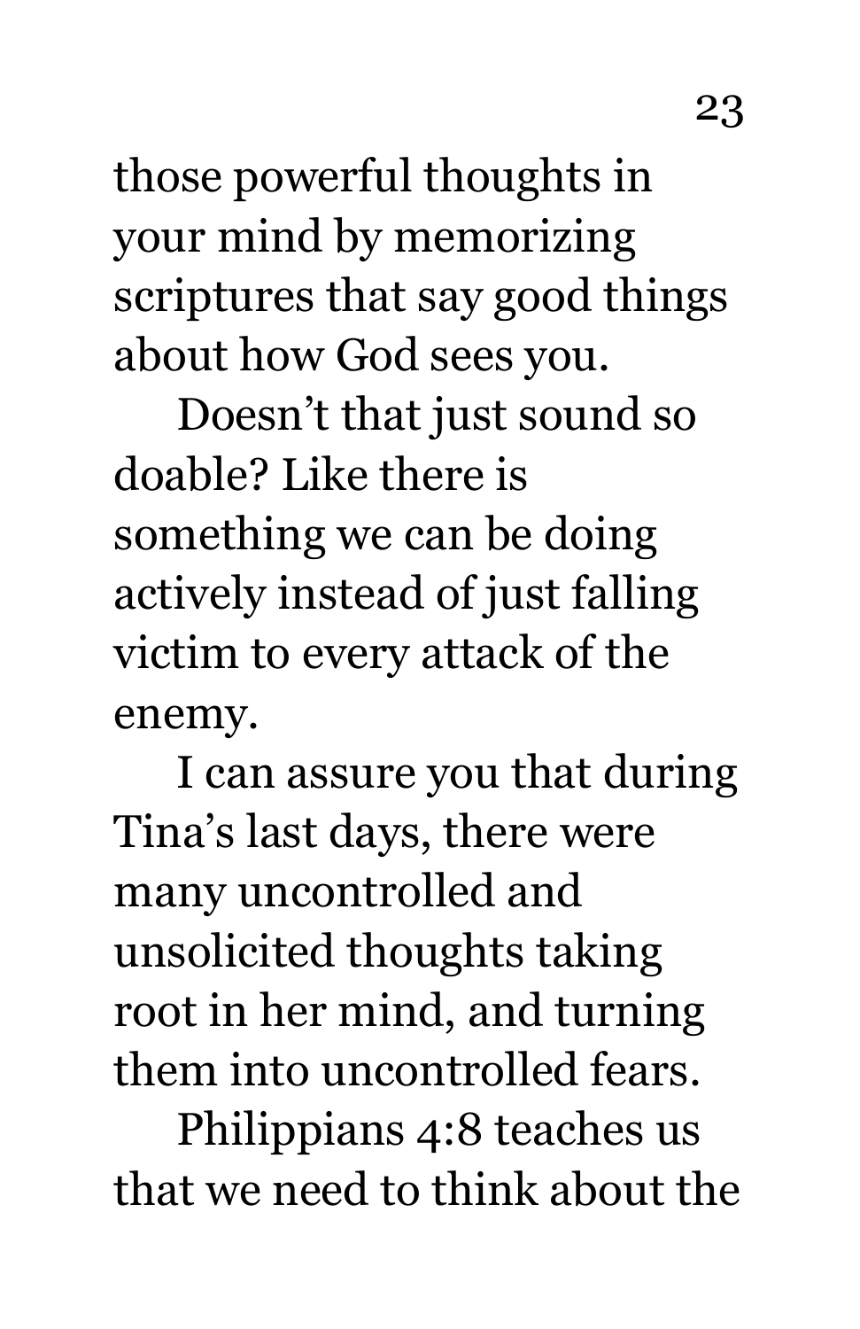those powerful thoughts in your mind by memorizing scriptures that say good things about how God sees you.

Doesn't that just sound so doable? Like there is something we can be doing actively instead of just falling victim to every attack of the enemy.

I can assure you that during Tina's last days, there were many uncontrolled and unsolicited thoughts taking root in her mind, and turning them into uncontrolled fears.

Philippians 4:8 teaches us that we need to think about the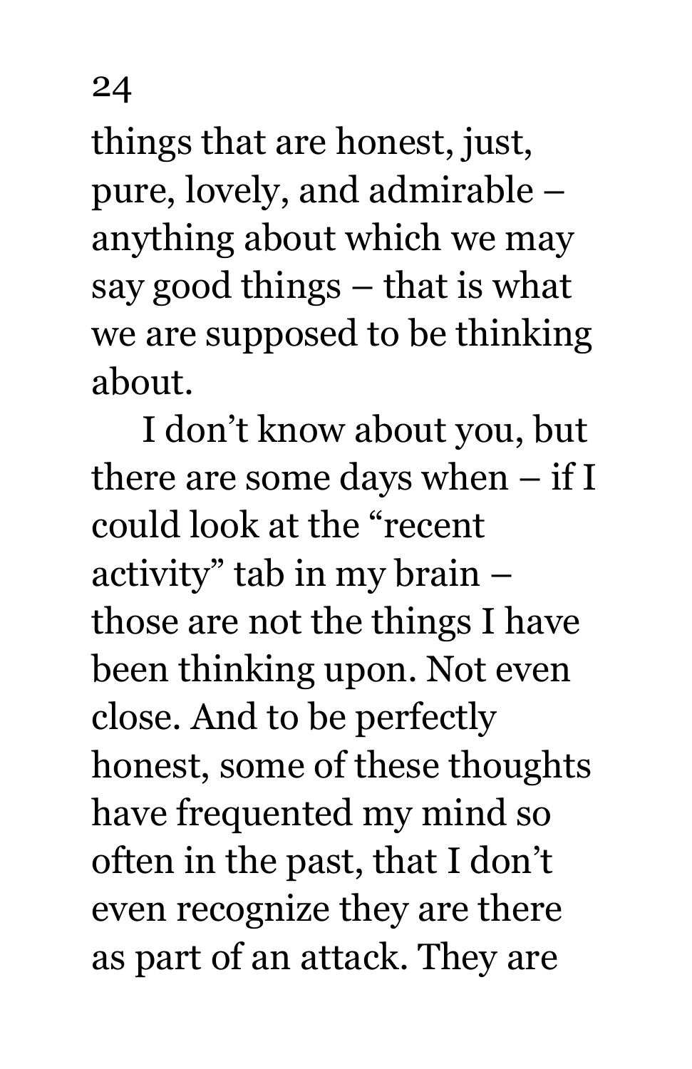things that are honest, just, pure, lovely, and admirable – anything about which we may say good things – that is what we are supposed to be thinking about.

I don't know about you, but there are some days when – if I could look at the "recent activity" tab in my brain – those are not the things I have been thinking upon. Not even close. And to be perfectly honest, some of these thoughts have frequented my mind so often in the past, that I don't even recognize they are there as part of an attack. They are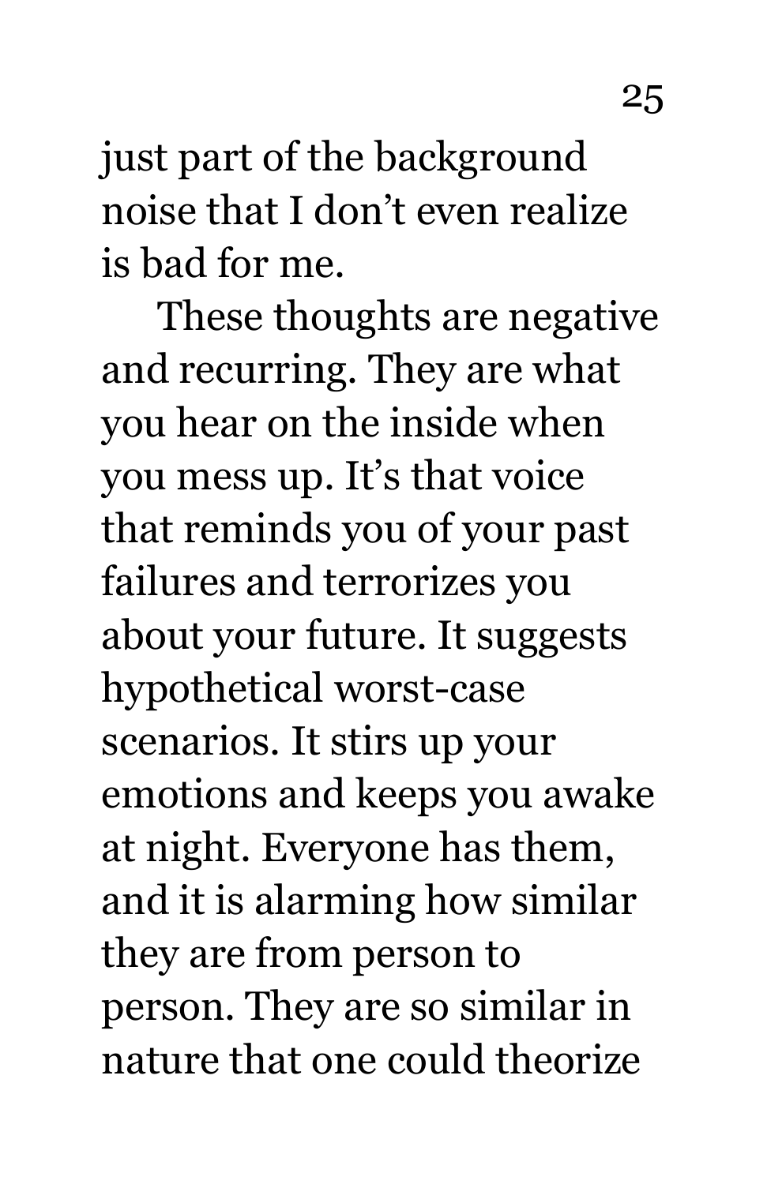just part of the background noise that I don't even realize is bad for me.

These thoughts are negative and recurring. They are what you hear on the inside when you mess up. It's that voice that reminds you of your past failures and terrorizes you about your future. It suggests hypothetical worst-case scenarios. It stirs up your emotions and keeps you awake at night. Everyone has them, and it is alarming how similar they are from person to person. They are so similar in nature that one could theorize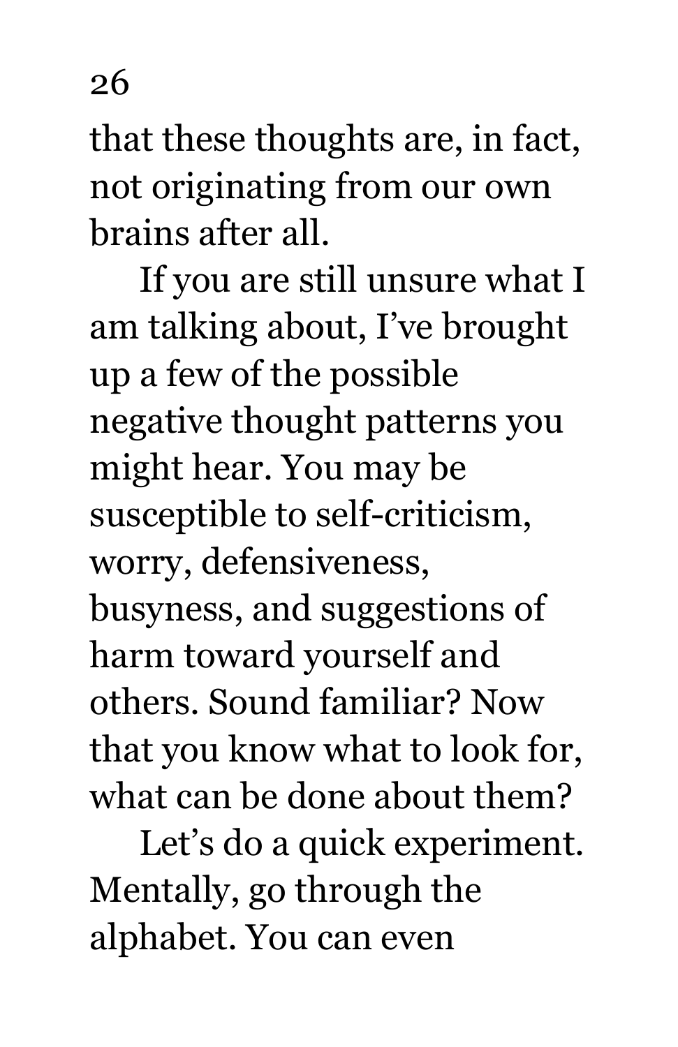that these thoughts are, in fact, not originating from our own brains after all.

If you are still unsure what I am talking about, I've brought up a few of the possible negative thought patterns you might hear. You may be susceptible to self-criticism, worry, defensiveness, busyness, and suggestions of harm toward yourself and others. Sound familiar? Now that you know what to look for, what can be done about them?

Let's do a quick experiment. Mentally, go through the alphabet. You can even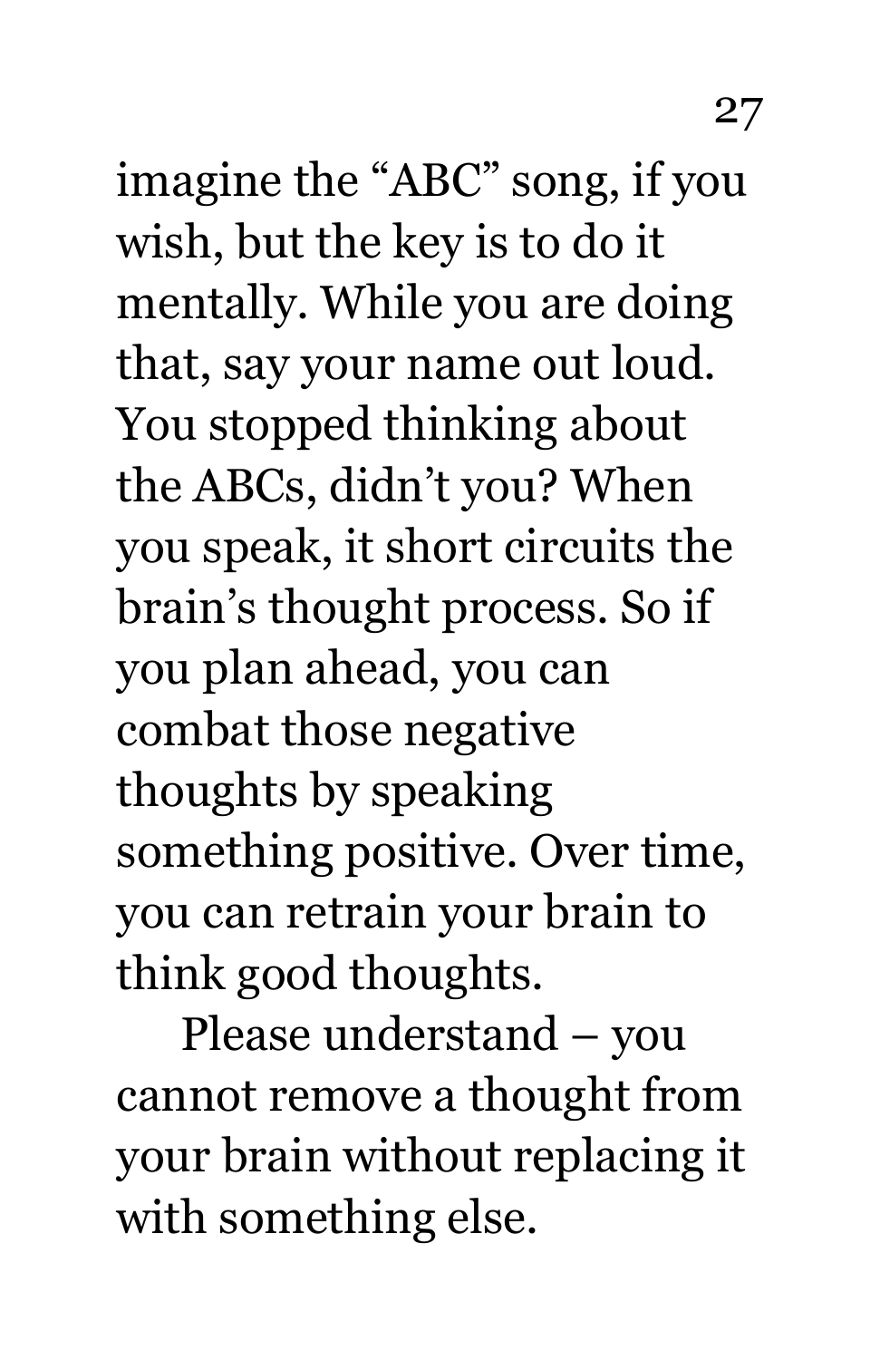imagine the "ABC" song, if you wish, but the key is to do it mentally. While you are doing that, say your name out loud. You stopped thinking about the ABCs, didn't you? When you speak, it short circuits the brain's thought process. So if you plan ahead, you can combat those negative thoughts by speaking something positive. Over time, you can retrain your brain to think good thoughts.

Please understand – you cannot remove a thought from your brain without replacing it with something else.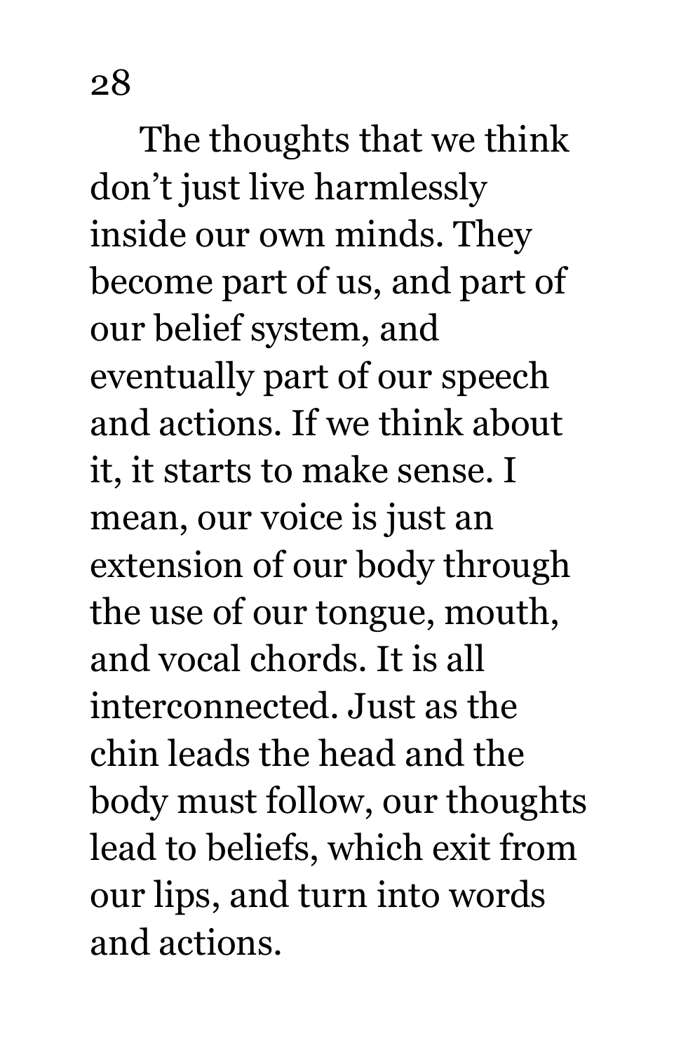The thoughts that we think don't just live harmlessly inside our own minds. They become part of us, and part of our belief system, and eventually part of our speech and actions. If we think about it, it starts to make sense. I mean, our voice is just an extension of our body through the use of our tongue, mouth, and vocal chords. It is all interconnected. Just as the chin leads the head and the body must follow, our thoughts lead to beliefs, which exit from our lips, and turn into words and actions.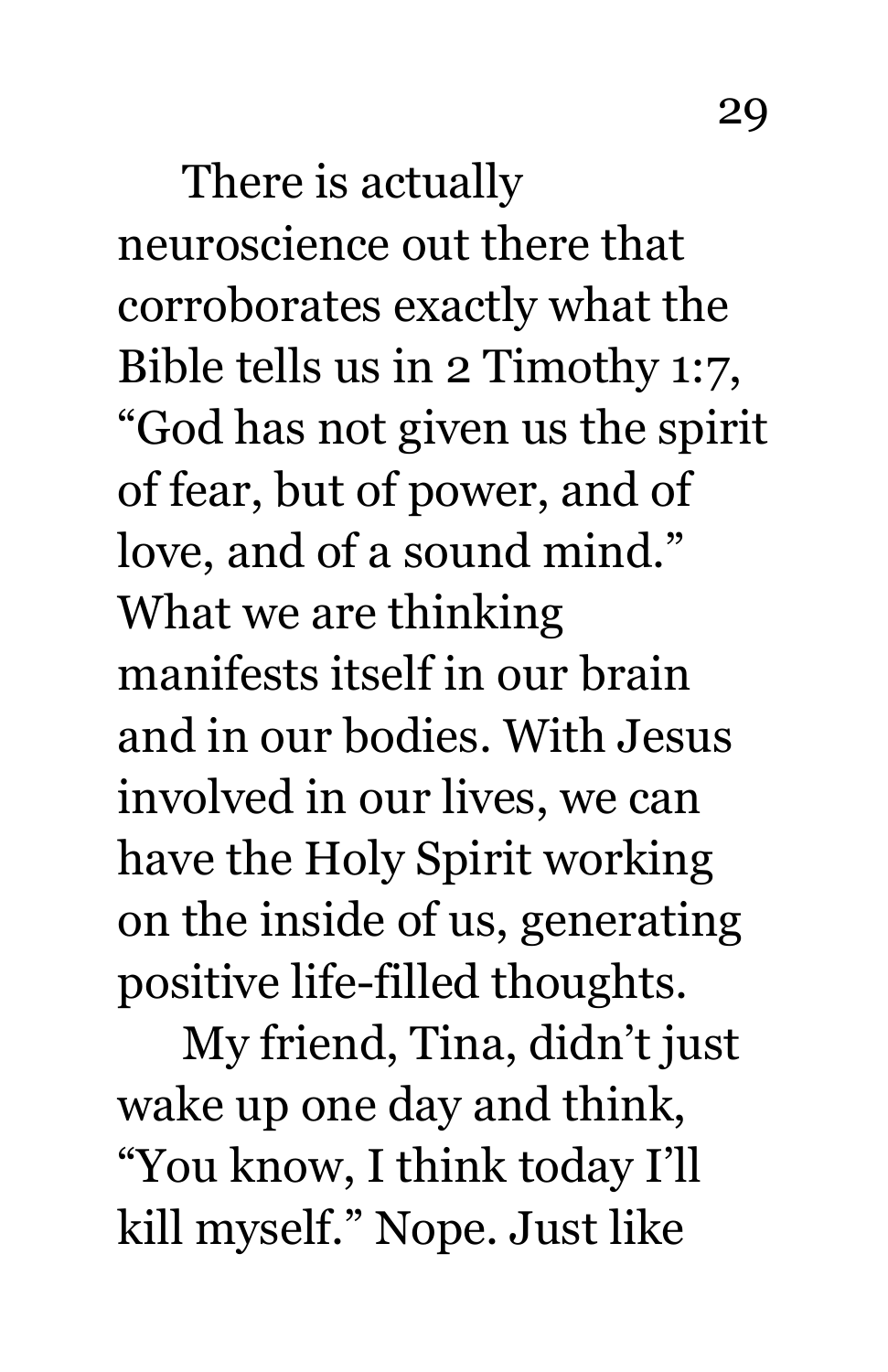There is actually neuroscience out there that corroborates exactly what the Bible tells us in 2 Timothy 1:7, "God has not given us the spirit of fear, but of power, and of love, and of a sound mind." What we are thinking manifests itself in our brain and in our bodies. With Jesus involved in our lives, we can have the Holy Spirit working on the inside of us, generating positive life-filled thoughts.

My friend, Tina, didn't just wake up one day and think, "You know, I think today I'll kill myself." Nope. Just like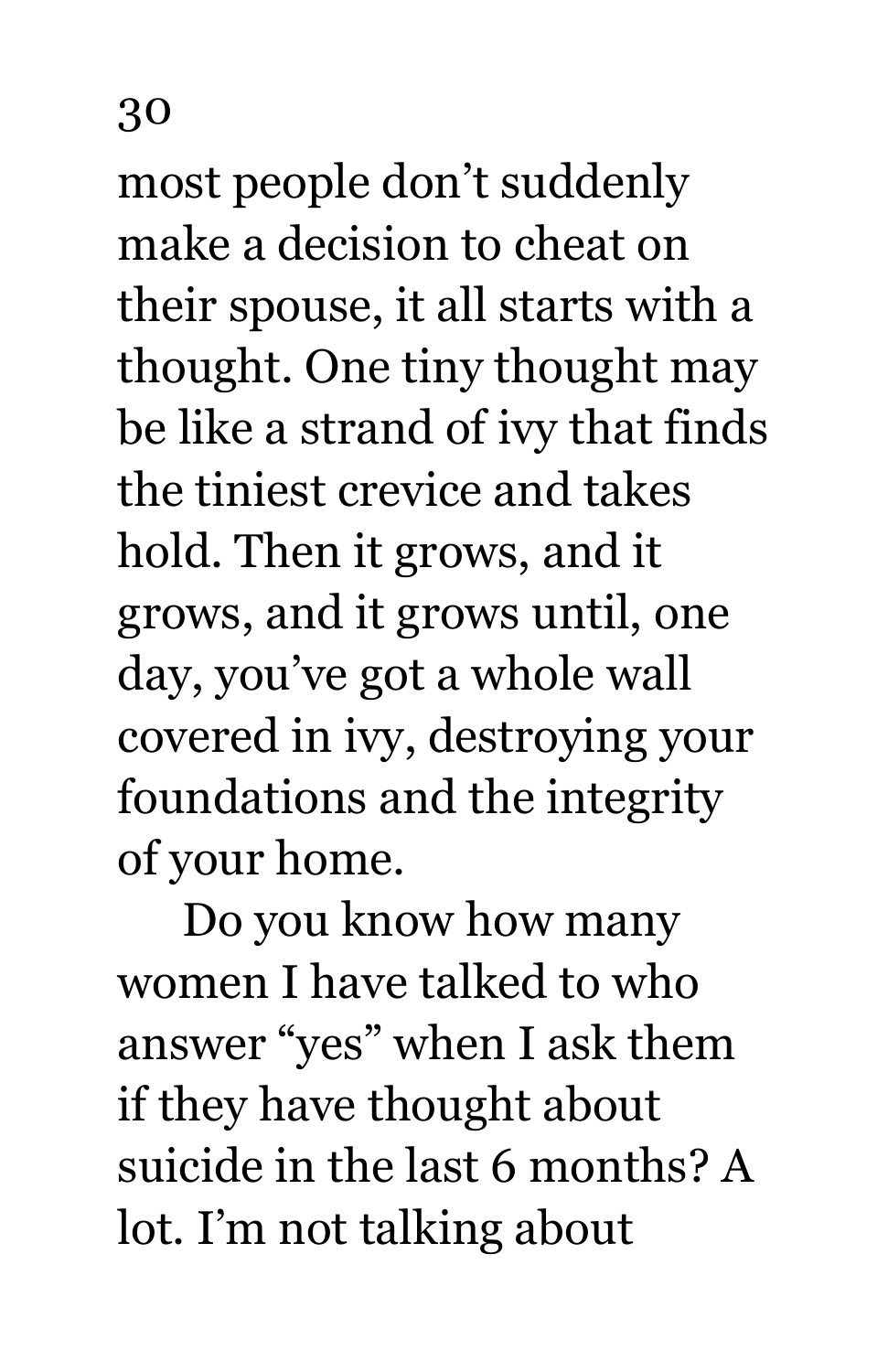most people don't suddenly make a decision to cheat on their spouse, it all starts with a thought. One tiny thought may be like a strand of ivy that finds the tiniest crevice and takes hold. Then it grows, and it grows, and it grows until, one day, you've got a whole wall covered in ivy, destroying your foundations and the integrity of your home.

Do you know how many women I have talked to who answer "yes" when I ask them if they have thought about suicide in the last 6 months? A lot. I'm not talking about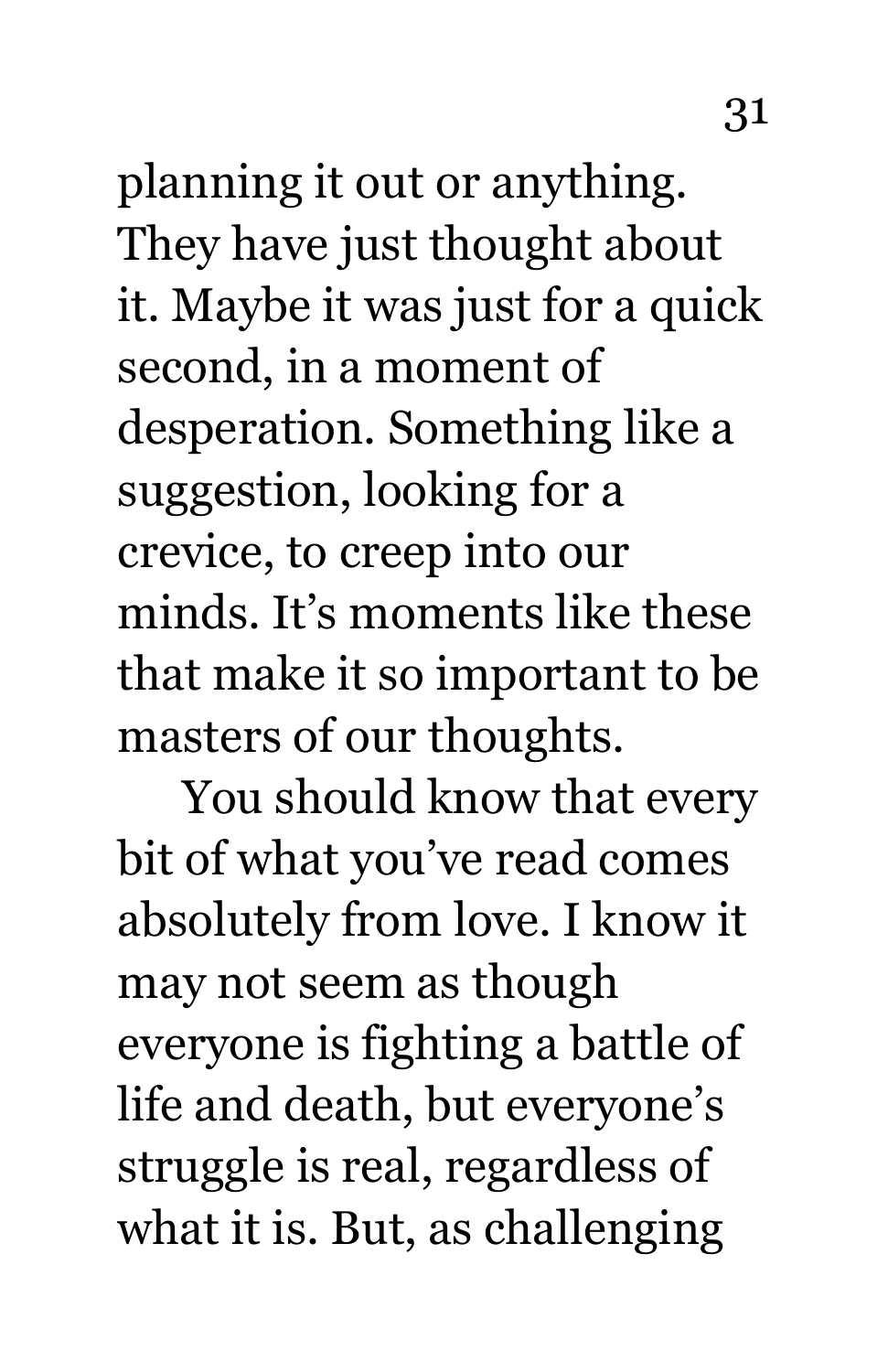planning it out or anything. They have just thought about it. Maybe it was just for a quick second, in a moment of desperation. Something like a suggestion, looking for a crevice, to creep into our minds. It's moments like these that make it so important to be masters of our thoughts.

You should know that every bit of what you've read comes absolutely from love. I know it may not seem as though everyone is fighting a battle of life and death, but everyone's struggle is real, regardless of what it is. But, as challenging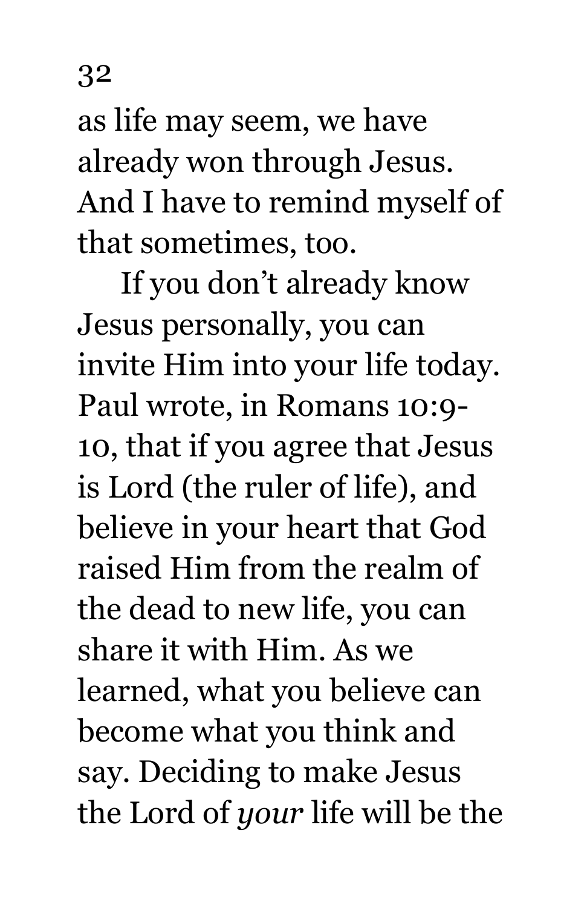as life may seem, we have already won through Jesus. And I have to remind myself of that sometimes, too.

If you don't already know Jesus personally, you can invite Him into your life today. Paul wrote, in Romans 10:9-10, that if you agree that Jesus is Lord (the ruler of life), and believe in your heart that God raised Him from the realm of the dead to new life, you can share it with Him. As we learned, what you believe can become what you think and say. Deciding to make Jesus the Lord of *your* life will be the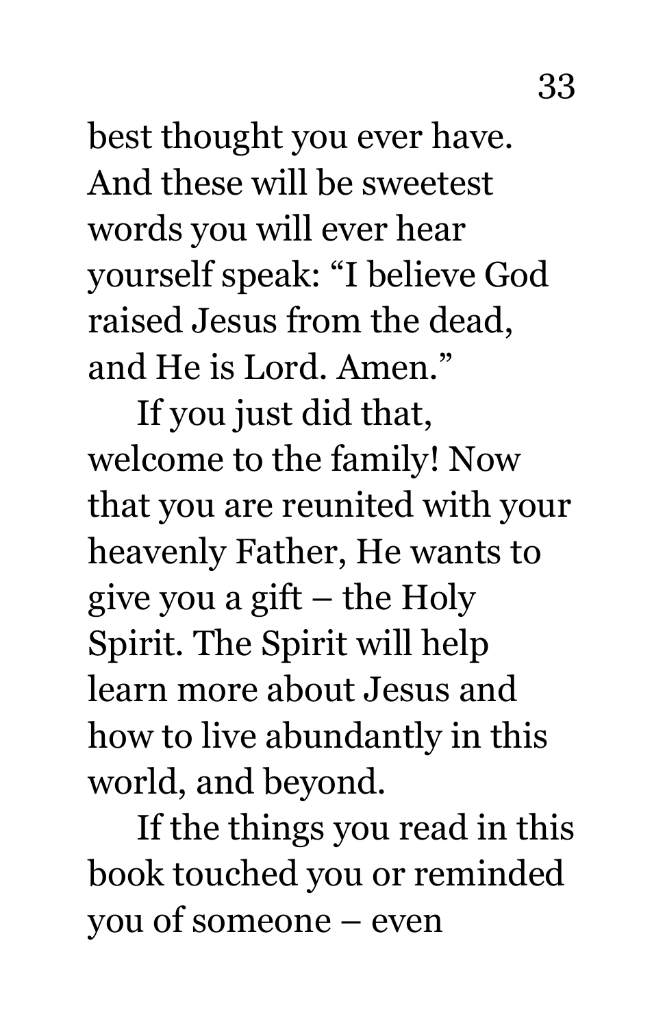best thought you ever have. And these will be sweetest words you will ever hear yourself speak: "I believe God raised Jesus from the dead, and He is Lord. Amen."

If you just did that, welcome to the family! Now that you are reunited with your heavenly Father, He wants to give you a gift – the Holy Spirit. The Spirit will help learn more about Jesus and how to live abundantly in this world, and beyond.

If the things you read in this book touched you or reminded you of someone – even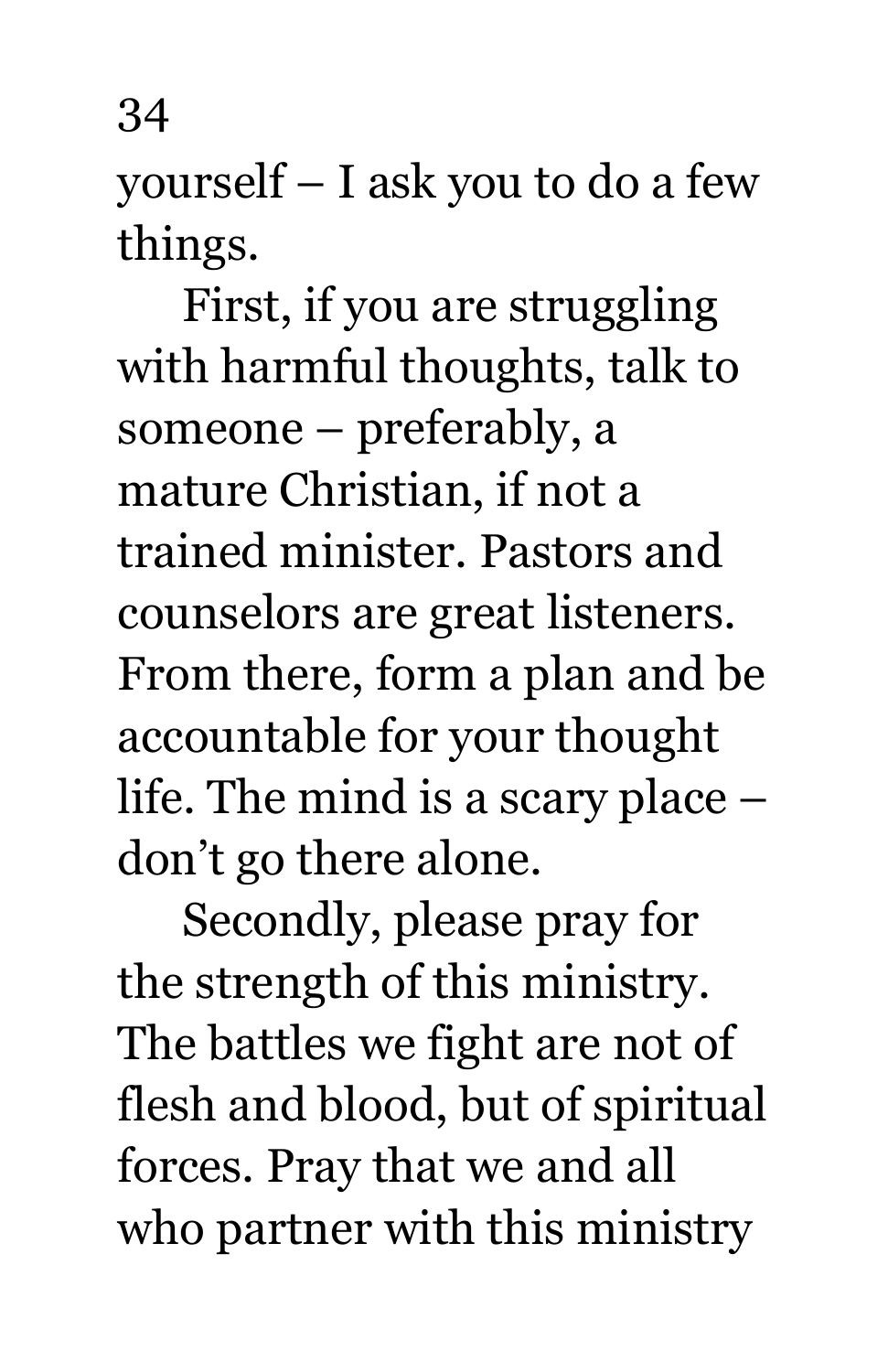yourself – I ask you to do a few things.

First, if you are struggling with harmful thoughts, talk to someone – preferably, a mature Christian, if not a trained minister. Pastors and counselors are great listeners. From there, form a plan and be accountable for your thought life. The mind is a scary place – don't go there alone.

Secondly, please pray for the strength of this ministry. The battles we fight are not of flesh and blood, but of spiritual forces. Pray that we and all who partner with this ministry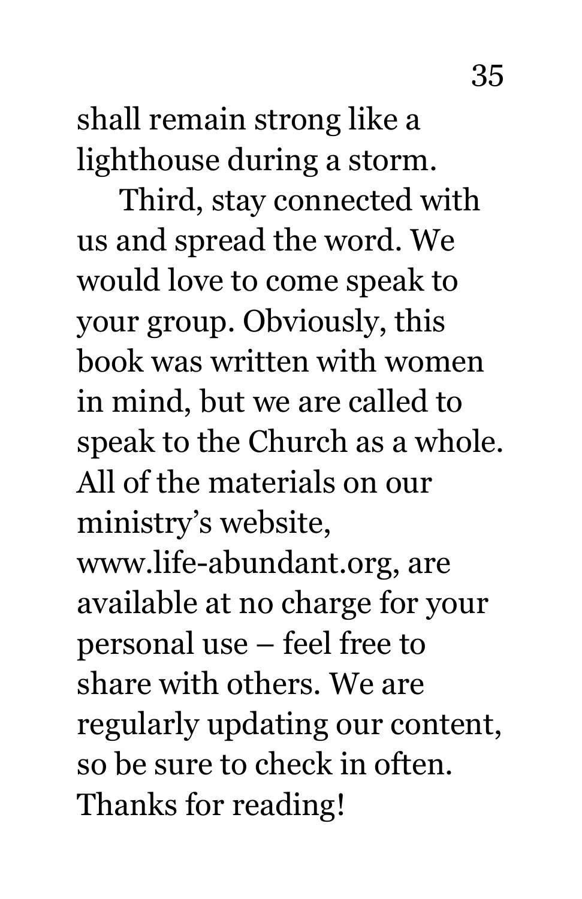shall remain strong like a lighthouse during a storm.

Third, stay connected with us and spread the word. We would love to come speak to your group. Obviously, this book was written with women in mind, but we are called to speak to the Church as a whole. All of the materials on our ministry's website, www.life-abundant.org, are available at no charge for your personal use – feel free to share with others. We are regularly updating our content, so be sure to check in often. Thanks for reading!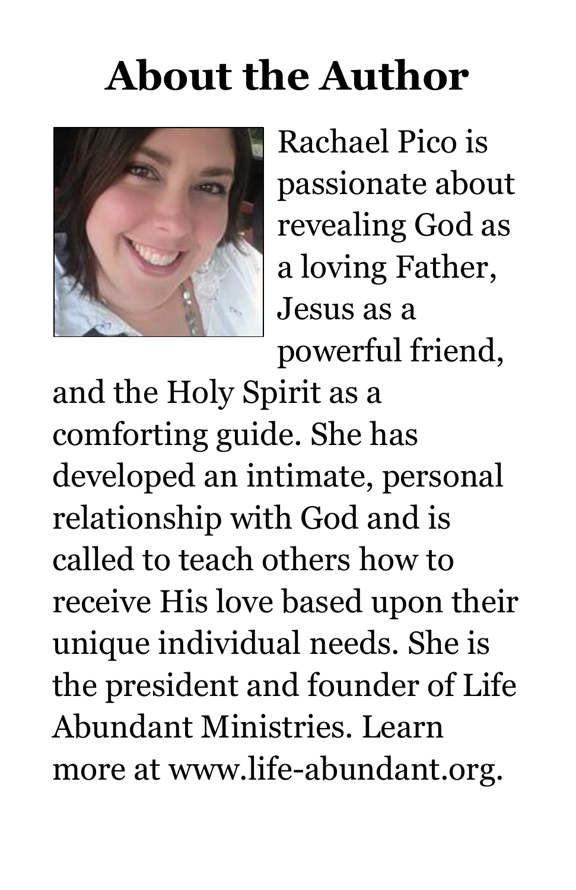# About the Author

Rachael Pico is passionate about revealing God as a loving Father, Jesus as a powerful friend, and the Holy Spirit as a comforting guide. She has developed an intimate, personal relationship with God and is called to teach others how to receive His love based upon their unique individual needs. She is the president and founder of Life Abundant Ministries. Learn more at www.life-abundant.org.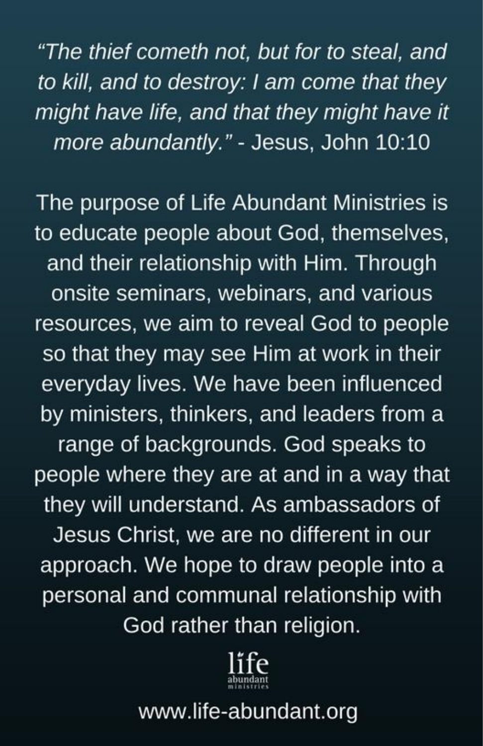*"The thief cometh not, but for to steal, and to kill, and to destroy: I am come that they might have life, and that they might have it more abundantly."* - Jesus, John 10:10

The purpose of Life Abundant Ministries is to educate people about God, themselves, and their relationship with Him. Through onsite seminars, webinars, and various resources, we aim to reveal God to people so that they may see Him at work in their everyday lives. We have been influenced by ministers, thinkers, and leaders from a range of backgrounds. God speaks to people where they are at and in a way that they will understand. As ambassadors of Jesus Christ, we are no different in our approach. We hope to draw people into a personal and communal relationship with God rather than religion.

life
abundant
ministries

www.life-abundant.org